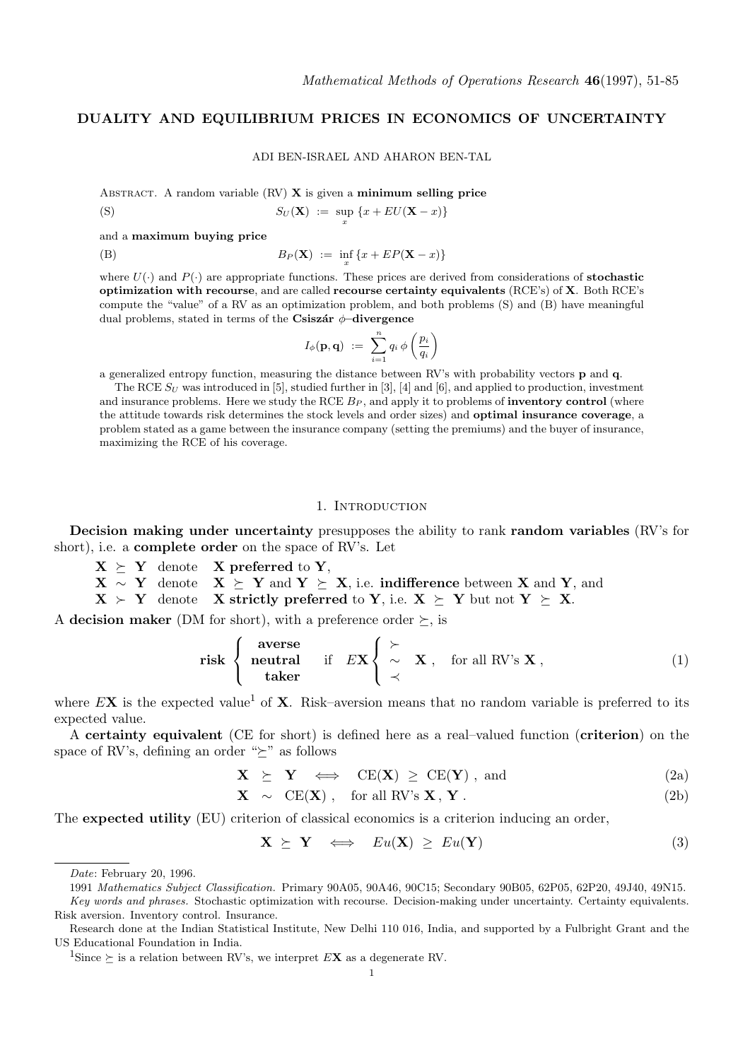# DUALITY AND EQUILIBRIUM PRICES IN ECONOMICS OF UNCERTAINTY

ADI BEN-ISRAEL AND AHARON BEN-TAL

Abstract. A random variable (RV) $\mathbf{X}$ is given a **minimum selling price**

$$S_U(\mathbf{X}) := \sup_x \{x + EU(\mathbf{X} - x)\} \tag{S}$$

and a **maximum buying price**

$$B_P(\mathbf{X}) := \inf_x \{x + EP(\mathbf{X} - x)\} \tag{B}$$

where $U(\cdot)$ and $P(\cdot)$ are appropriate functions. These prices are derived from considerations of **stochastic optimization with recourse**, and are called **recourse certainty equivalents** (RCE's) of $\mathbf{X}$. Both RCE's compute the "value" of a RV as an optimization problem, and both problems (S) and (B) have meaningful dual problems, stated in terms of the **Csiszár $\phi$–divergence**

$$I_\phi(\mathbf{p}, \mathbf{q}) := \sum_{i=1}^{n} q_i \, \phi\left(\frac{p_i}{q_i}\right)$$

a generalized entropy function, measuring the distance between RV's with probability vectors $\mathbf{p}$ and $\mathbf{q}$.

The RCE $S_U$ was introduced in [5], studied further in [3], [4] and [6], and applied to production, investment and insurance problems. Here we study the RCE $B_P$, and apply it to problems of **inventory control** (where the attitude towards risk determines the stock levels and order sizes) and **optimal insurance coverage**, a problem stated as a game between the insurance company (setting the premiums) and the buyer of insurance, maximizing the RCE of his coverage.

## 1. Introduction

**Decision making under uncertainty** presupposes the ability to rank **random variables** (RV's for short), i.e. a **complete order** on the space of RV's. Let

- $\mathbf{X} \succeq \mathbf{Y}$ denote $\mathbf{X}$ **preferred** to $\mathbf{Y}$,
- $\mathbf{X} \sim \mathbf{Y}$ denote $\mathbf{X} \succeq \mathbf{Y}$ and $\mathbf{Y} \succeq \mathbf{X}$, i.e. **indifference** between $\mathbf{X}$ and $\mathbf{Y}$, and
- $\mathbf{X} \succ \mathbf{Y}$ denote $\mathbf{X}$ **strictly preferred** to $\mathbf{Y}$, i.e. $\mathbf{X} \succeq \mathbf{Y}$ but not $\mathbf{Y} \succeq \mathbf{X}$.

A **decision maker** (DM for short), with a preference order $\succeq$, is

$$\textbf{risk} \left\{ \begin{array}{c} \textbf{averse} \\ \textbf{neutral} \\ \textbf{taker} \end{array} \right. \quad \text{if} \quad E\mathbf{X} \left\{ \begin{array}{c} \succ \\ \sim \\ \prec \end{array} \right. \mathbf{X} \,, \quad \text{for all RV's } \mathbf{X} \,, \tag{1}$$

where $E\mathbf{X}$ is the expected value[1] of $\mathbf{X}$. Risk–aversion means that no random variable is preferred to its expected value.

A **certainty equivalent** (CE for short) is defined here as a real–valued function (**criterion**) on the space of RV's, defining an order "$\succeq$" as follows

$$\mathbf{X} \succeq \mathbf{Y} \iff \mathrm{CE}(\mathbf{X}) \geq \mathrm{CE}(\mathbf{Y}) \,, \text{ and} \tag{2a}$$

$$\mathbf{X} \sim \mathrm{CE}(\mathbf{X}) \,, \quad \text{for all RV's } \mathbf{X} \,, \mathbf{Y} \,. \tag{2b}$$

The **expected utility** (EU) criterion of classical economics is a criterion inducing an order,

$$\mathbf{X} \succeq \mathbf{Y} \iff Eu(\mathbf{X}) \geq Eu(\mathbf{Y}) \tag{3}$$

---

*Date*: February 20, 1996.

1991 *Mathematics Subject Classification.* Primary 90A05, 90A46, 90C15; Secondary 90B05, 62P05, 62P20, 49J40, 49N15.

*Key words and phrases.* Stochastic optimization with recourse. Decision-making under uncertainty. Certainty equivalents. Risk aversion. Inventory control. Insurance.

Research done at the Indian Statistical Institute, New Delhi 110 016, India, and supported by a Fulbright Grant and the US Educational Foundation in India.

[1] Since $\succeq$ is a relation between RV's, we interpret $E\mathbf{X}$ as a degenerate RV.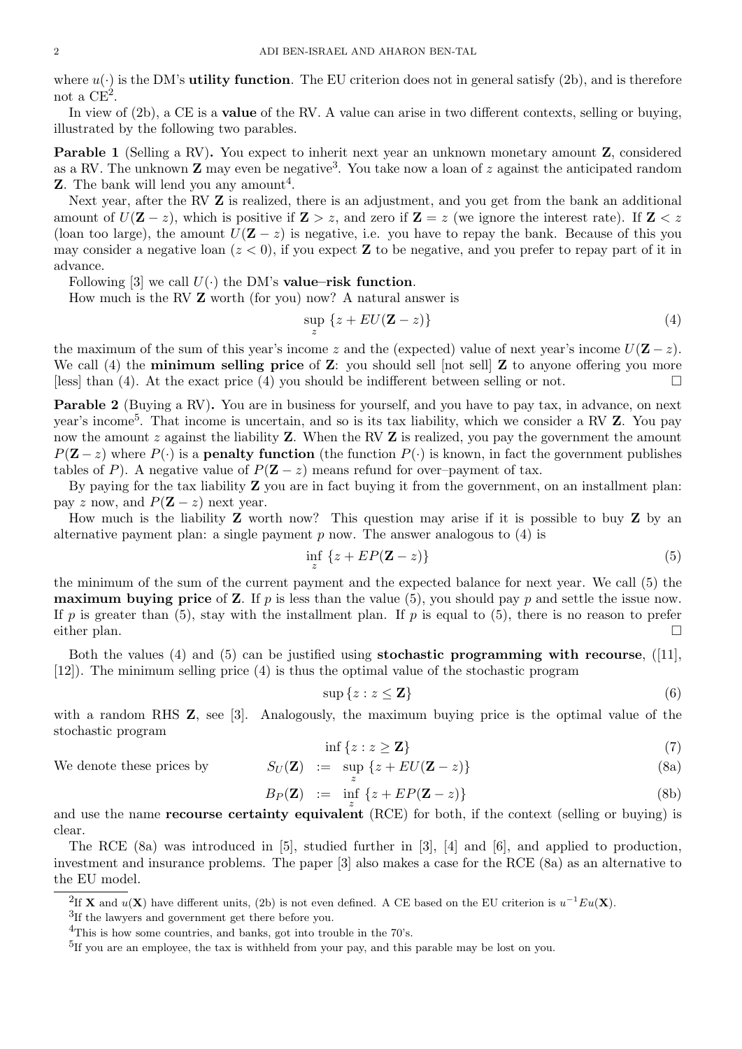where $u(\cdot)$ is the DM's **utility function**. The EU criterion does not in general satisfy (2b), and is therefore not a CE[2].

In view of (2b), a CE is a **value** of the RV. A value can arise in two different contexts, selling or buying, illustrated by the following two parables.

**Parable 1** (Selling a RV)**.** You expect to inherit next year an unknown monetary amount $\mathbf{Z}$, considered as a RV. The unknown $\mathbf{Z}$ may even be negative[3]. You take now a loan of $z$ against the anticipated random $\mathbf{Z}$. The bank will lend you any amount[4].

Next year, after the RV $\mathbf{Z}$ is realized, there is an adjustment, and you get from the bank an additional amount of $U(\mathbf{Z}-z)$, which is positive if $\mathbf{Z} > z$, and zero if $\mathbf{Z} = z$ (we ignore the interest rate). If $\mathbf{Z} < z$ (loan too large), the amount $U(\mathbf{Z}-z)$ is negative, i.e. you have to repay the bank. Because of this you may consider a negative loan ($z < 0$), if you expect $\mathbf{Z}$ to be negative, and you prefer to repay part of it in advance.

Following [3] we call $U(\cdot)$ the DM's **value–risk function**.

How much is the RV $\mathbf{Z}$ worth (for you) now? A natural answer is

$$\sup_z \{z + EU(\mathbf{Z}-z)\} \tag{4}$$

the maximum of the sum of this year's income $z$ and the (expected) value of next year's income $U(\mathbf{Z}-z)$. We call (4) the **minimum selling price** of $\mathbf{Z}$: you should sell [not sell] $\mathbf{Z}$ to anyone offering you more [less] than (4). At the exact price (4) you should be indifferent between selling or not. □

**Parable 2** (Buying a RV)**.** You are in business for yourself, and you have to pay tax, in advance, on next year's income[5]. That income is uncertain, and so is its tax liability, which we consider a RV $\mathbf{Z}$. You pay now the amount $z$ against the liability $\mathbf{Z}$. When the RV $\mathbf{Z}$ is realized, you pay the government the amount $P(\mathbf{Z}-z)$ where $P(\cdot)$ is a **penalty function** (the function $P(\cdot)$ is known, in fact the government publishes tables of $P$). A negative value of $P(\mathbf{Z}-z)$ means refund for over–payment of tax.

By paying for the tax liability $\mathbf{Z}$ you are in fact buying it from the government, on an installment plan: pay $z$ now, and $P(\mathbf{Z}-z)$ next year.

How much is the liability $\mathbf{Z}$ worth now? This question may arise if it is possible to buy $\mathbf{Z}$ by an alternative payment plan: a single payment $p$ now. The answer analogous to (4) is

$$\inf_z \{z + EP(\mathbf{Z}-z)\} \tag{5}$$

the minimum of the sum of the current payment and the expected balance for next year. We call (5) the **maximum buying price** of $\mathbf{Z}$. If $p$ is less than the value (5), you should pay $p$ and settle the issue now. If $p$ is greater than (5), stay with the installment plan. If $p$ is equal to (5), there is no reason to prefer either plan. □

Both the values (4) and (5) can be justified using **stochastic programming with recourse**, ([11], [12]). The minimum selling price (4) is thus the optimal value of the stochastic program

$$\sup\{z : z \le \mathbf{Z}\} \tag{6}$$

with a random RHS $\mathbf{Z}$, see [3]. Analogously, the maximum buying price is the optimal value of the stochastic program

$$\inf\{z : z \ge \mathbf{Z}\} \tag{7}$$

We denote these prices by

$$S_U(\mathbf{Z}) := \sup_z \{z + EU(\mathbf{Z}-z)\} \tag{8a}$$

$$B_P(\mathbf{Z}) := \inf_z \{z + EP(\mathbf{Z}-z)\} \tag{8b}$$

and use the name **recourse certainty equivalent** (RCE) for both, if the context (selling or buying) is clear.

The RCE (8a) was introduced in [5], studied further in [3], [4] and [6], and applied to production, investment and insurance problems. The paper [3] also makes a case for the RCE (8a) as an alternative to the EU model.

---

[2] If $\mathbf{X}$ and $u(\mathbf{X})$ have different units, (2b) is not even defined. A CE based on the EU criterion is $u^{-1}Eu(\mathbf{X})$.

[3] If the lawyers and government get there before you.

[4] This is how some countries, and banks, got into trouble in the 70's.

[5] If you are an employee, the tax is withheld from your pay, and this parable may be lost on you.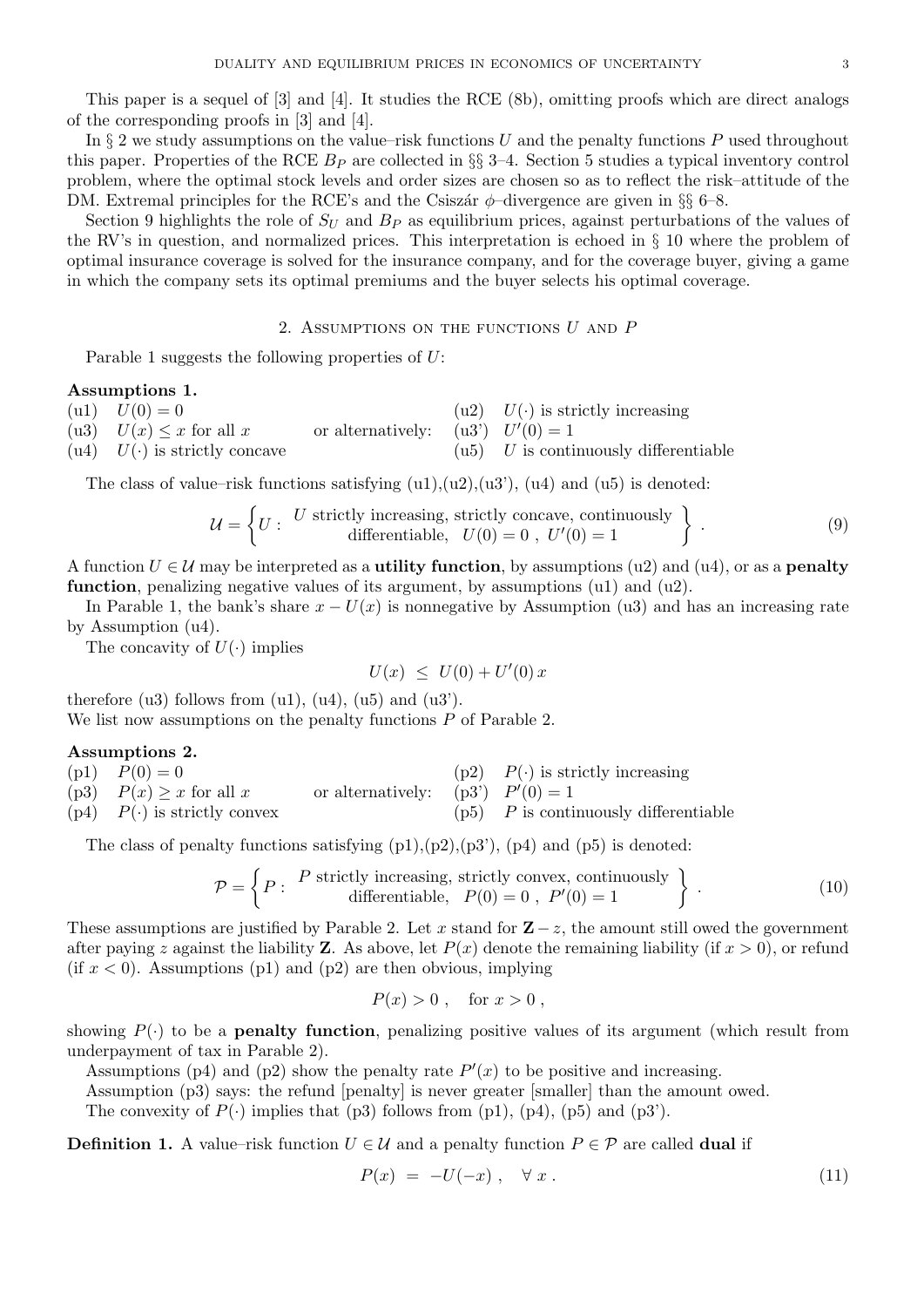This paper is a sequel of [3] and [4]. It studies the RCE (8b), omitting proofs which are direct analogs of the corresponding proofs in [3] and [4].

In § 2 we study assumptions on the value–risk functions $U$ and the penalty functions $P$ used throughout this paper. Properties of the RCE $B_P$ are collected in §§ 3–4. Section 5 studies a typical inventory control problem, where the optimal stock levels and order sizes are chosen so as to reflect the risk–attitude of the DM. Extremal principles for the RCE's and the Csiszár $\phi$–divergence are given in §§ 6–8.

Section 9 highlights the role of $S_U$ and $B_P$ as equilibrium prices, against perturbations of the values of the RV's in question, and normalized prices. This interpretation is echoed in § 10 where the problem of optimal insurance coverage is solved for the insurance company, and for the coverage buyer, giving a game in which the company sets its optimal premiums and the buyer selects his optimal coverage.

## 2. Assumptions on the functions $U$ and $P$

Parable 1 suggests the following properties of $U$:

**Assumptions 1.**

(u1) $U(0) = 0$

(u2) $U(\cdot)$ is strictly increasing

(u3) $U(x) \le x$ for all $x$ or alternatively: (u3') $U'(0) = 1$

(u4) $U(\cdot)$ is strictly concave

(u5) $U$ is continuously differentiable

The class of value–risk functions satisfying (u1),(u2),(u3'), (u4) and (u5) is denoted:

$$\mathcal{U} = \left\{ U : \begin{array}{c} U \text{ strictly increasing, strictly concave, continuously} \\ \text{differentiable,} \quad U(0) = 0 \ , \ U'(0) = 1 \end{array} \right\} . \tag{9}$$

A function $U \in \mathcal{U}$ may be interpreted as a **utility function**, by assumptions (u2) and (u4), or as a **penalty function**, penalizing negative values of its argument, by assumptions (u1) and (u2).

In Parable 1, the bank's share $x - U(x)$ is nonnegative by Assumption (u3) and has an increasing rate by Assumption (u4).

The concavity of $U(\cdot)$ implies

$$U(x) \ \le \ U(0) + U'(0)\, x$$

therefore (u3) follows from (u1), (u4), (u5) and (u3').

We list now assumptions on the penalty functions $P$ of Parable 2.

**Assumptions 2.**

(p1) $P(0) = 0$

(p2) $P(\cdot)$ is strictly increasing

(p3) $P(x) \ge x$ for all $x$ or alternatively: (p3') $P'(0) = 1$

(p4) $P(\cdot)$ is strictly convex

(p5) $P$ is continuously differentiable

The class of penalty functions satisfying (p1),(p2),(p3'), (p4) and (p5) is denoted:

$$\mathcal{P} = \left\{ P : \begin{array}{c} P \text{ strictly increasing, strictly convex, continuously} \\ \text{differentiable,} \quad P(0) = 0 \ , \ P'(0) = 1 \end{array} \right\} . \tag{10}$$

These assumptions are justified by Parable 2. Let $x$ stand for $\mathbf{Z} - z$, the amount still owed the government after paying $z$ against the liability $\mathbf{Z}$. As above, let $P(x)$ denote the remaining liability (if $x > 0$), or refund (if $x < 0$). Assumptions (p1) and (p2) are then obvious, implying

$$P(x) > 0 \ , \quad \text{for } x > 0 \ ,$$

showing $P(\cdot)$ to be a **penalty function**, penalizing positive values of its argument (which result from underpayment of tax in Parable 2).

Assumptions (p4) and (p2) show the penalty rate $P'(x)$ to be positive and increasing.

Assumption (p3) says: the refund [penalty] is never greater [smaller] than the amount owed.

The convexity of $P(\cdot)$ implies that (p3) follows from (p1), (p4), (p5) and (p3').

**Definition 1.** A value–risk function $U \in \mathcal{U}$ and a penalty function $P \in \mathcal{P}$ are called **dual** if

$$P(x) \ = \ -U(-x) \ , \quad \forall \ x \ . \tag{11}$$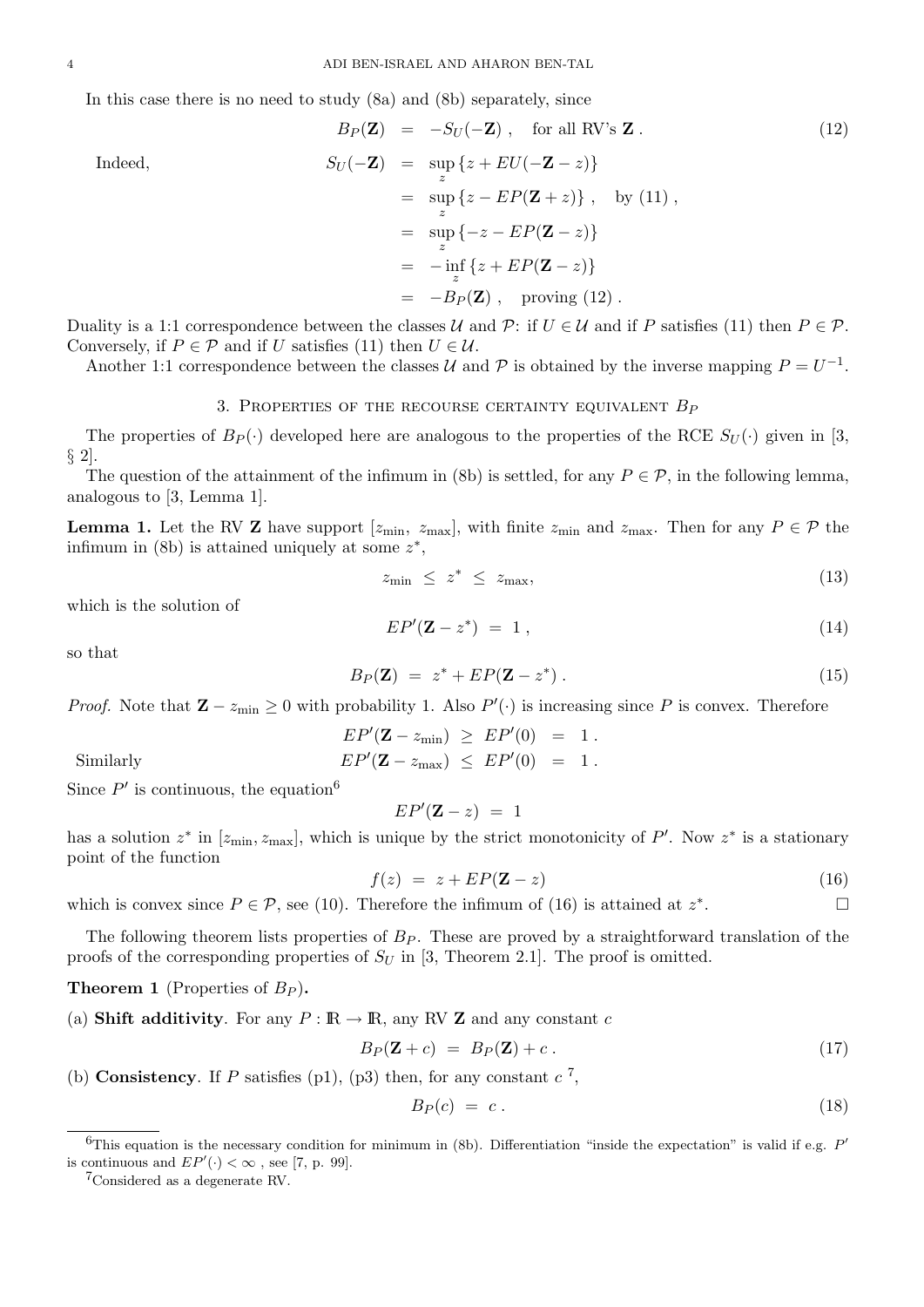In this case there is no need to study (8a) and (8b) separately, since

$$B_P(\mathbf{Z}) = -S_U(-\mathbf{Z}), \quad \text{for all RV's } \mathbf{Z}. \tag{12}$$

Indeed,

$$\begin{aligned} S_U(-\mathbf{Z}) &= \sup_z \{z + EU(-\mathbf{Z} - z)\} \\ &= \sup_z \{z - EP(\mathbf{Z} + z)\}, \quad \text{by (11)}, \\ &= \sup_z \{-z - EP(\mathbf{Z} - z)\} \\ &= -\inf_z \{z + EP(\mathbf{Z} - z)\} \\ &= -B_P(\mathbf{Z}), \quad \text{proving (12)}. \end{aligned}$$

Duality is a 1:1 correspondence between the classes $\mathcal{U}$ and $\mathcal{P}$: if $U \in \mathcal{U}$ and if $P$ satisfies (11) then $P \in \mathcal{P}$. Conversely, if $P \in \mathcal{P}$ and if $U$ satisfies (11) then $U \in \mathcal{U}$.

Another 1:1 correspondence between the classes $\mathcal{U}$ and $\mathcal{P}$ is obtained by the inverse mapping $P = U^{-1}$.

## 3. Properties of the recourse certainty equivalent $B_P$

The properties of $B_P(\cdot)$ developed here are analogous to the properties of the RCE $S_U(\cdot)$ given in [3, § 2].

The question of the attainment of the infimum in (8b) is settled, for any $P \in \mathcal{P}$, in the following lemma, analogous to [3, Lemma 1].

**Lemma 1.** Let the RV $\mathbf{Z}$ have support $[z_{\min}, z_{\max}]$, with finite $z_{\min}$ and $z_{\max}$. Then for any $P \in \mathcal{P}$ the infimum in (8b) is attained uniquely at some $z^*$,

$$z_{\min} \le z^* \le z_{\max}, \tag{13}$$

which is the solution of

$$EP'(\mathbf{Z} - z^*) = 1, \tag{14}$$

so that

$$B_P(\mathbf{Z}) = z^* + EP(\mathbf{Z} - z^*). \tag{15}$$

*Proof.* Note that $\mathbf{Z} - z_{\min} \ge 0$ with probability 1. Also $P'(\cdot)$ is increasing since $P$ is convex. Therefore

$$EP'(\mathbf{Z} - z_{\min}) \ge EP'(0) = 1.$$

Similarly

$$EP'(\mathbf{Z} - z_{\max}) \le EP'(0) = 1.$$

Since $P'$ is continuous, the equation[6]

$$EP'(\mathbf{Z} - z) = 1$$

has a solution $z^*$ in $[z_{\min}, z_{\max}]$, which is unique by the strict monotonicity of $P'$. Now $z^*$ is a stationary point of the function

$$f(z) = z + EP(\mathbf{Z} - z) \tag{16}$$

which is convex since $P \in \mathcal{P}$, see (10). Therefore the infimum of (16) is attained at $z^*$. □

The following theorem lists properties of $B_P$. These are proved by a straightforward translation of the proofs of the corresponding properties of $S_U$ in [3, Theorem 2.1]. The proof is omitted.

**Theorem 1** (Properties of $B_P$).

(a) **Shift additivity**. For any $P : \mathbb{R} \to \mathbb{R}$, any RV $\mathbf{Z}$ and any constant $c$

$$B_P(\mathbf{Z} + c) = B_P(\mathbf{Z}) + c. \tag{17}$$

(b) **Consistency**. If $P$ satisfies (p1), (p3) then, for any constant $c$ [7],

$$B_P(c) = c. \tag{18}$$

---

[6] This equation is the necessary condition for minimum in (8b). Differentiation "inside the expectation" is valid if e.g. $P'$ is continuous and $EP'(\cdot) < \infty$, see [7, p. 99].

[7] Considered as a degenerate RV.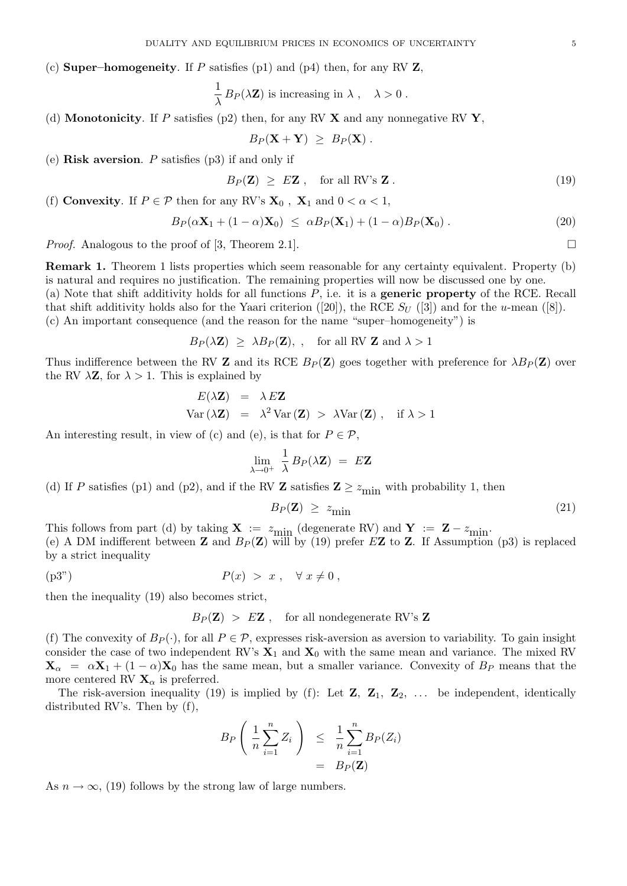(c) **Super–homogeneity**. If $P$ satisfies (p1) and (p4) then, for any RV $\mathbf{Z}$,

$$\frac{1}{\lambda}\, B_P(\lambda \mathbf{Z}) \text{ is increasing in } \lambda\ , \quad \lambda > 0\ .$$

(d) **Monotonicity**. If $P$ satisfies (p2) then, for any RV $\mathbf{X}$ and any nonnegative RV $\mathbf{Y}$,

$$B_P(\mathbf{X}+\mathbf{Y}) \ \geq\ B_P(\mathbf{X})\ .$$

(e) **Risk aversion**. $P$ satisfies (p3) if and only if

$$B_P(\mathbf{Z}) \ \geq\ E\mathbf{Z}\ , \quad \text{for all RV's } \mathbf{Z}\ . \tag{19}$$

(f) **Convexity**. If $P \in \mathcal{P}$ then for any RV's $\mathbf{X}_0$ , $\mathbf{X}_1$ and $0 < \alpha < 1$,

$$B_P(\alpha \mathbf{X}_1 + (1-\alpha)\mathbf{X}_0) \ \leq\ \alpha B_P(\mathbf{X}_1) + (1-\alpha) B_P(\mathbf{X}_0)\ . \tag{20}$$

*Proof.* Analogous to the proof of [3, Theorem 2.1]. □

**Remark 1.** Theorem 1 lists properties which seem reasonable for any certainty equivalent. Property (b) is natural and requires no justification. The remaining properties will now be discussed one by one.
(a) Note that shift additivity holds for all functions $P$, i.e. it is a **generic property** of the RCE. Recall that shift additivity holds also for the Yaari criterion ([20]), the RCE $S_U$ ([3]) and for the $u$-mean ([8]).
(c) An important consequence (and the reason for the name "super–homogeneity") is

$$B_P(\lambda \mathbf{Z}) \ \geq\ \lambda B_P(\mathbf{Z}),\ , \quad \text{for all RV } \mathbf{Z} \text{ and } \lambda > 1$$

Thus indifference between the RV $\mathbf{Z}$ and its RCE $B_P(\mathbf{Z})$ goes together with preference for $\lambda B_P(\mathbf{Z})$ over the RV $\lambda \mathbf{Z}$, for $\lambda > 1$. This is explained by

$$\begin{aligned} E(\lambda \mathbf{Z}) &= \lambda\, E\mathbf{Z} \\ \operatorname{Var}(\lambda \mathbf{Z}) &= \lambda^2 \operatorname{Var}(\mathbf{Z}) \ >\ \lambda \operatorname{Var}(\mathbf{Z})\ , \quad \text{if } \lambda > 1 \end{aligned}$$

An interesting result, in view of (c) and (e), is that for $P \in \mathcal{P}$,

$$\lim_{\lambda \to 0^+} \frac{1}{\lambda}\, B_P(\lambda \mathbf{Z}) \ =\ E\mathbf{Z}$$

(d) If $P$ satisfies (p1) and (p2), and if the RV $\mathbf{Z}$ satisfies $\mathbf{Z} \geq z_{\min}$ with probability 1, then

$$B_P(\mathbf{Z}) \ \geq\ z_{\min} \tag{21}$$

This follows from part (d) by taking $\mathbf{X} := z_{\min}$ (degenerate RV) and $\mathbf{Y} := \mathbf{Z} - z_{\min}$.
(e) A DM indifferent between $\mathbf{Z}$ and $B_P(\mathbf{Z})$ will by (19) prefer $E\mathbf{Z}$ to $\mathbf{Z}$. If Assumption (p3) is replaced by a strict inequality

$$P(x) \ >\ x\ , \quad \forall\, x \neq 0\ , \tag{p3"}$$

then the inequality (19) also becomes strict,

$$B_P(\mathbf{Z}) \ >\ E\mathbf{Z}\ , \quad \text{for all nondegenerate RV's } \mathbf{Z}$$

(f) The convexity of $B_P(\cdot)$, for all $P \in \mathcal{P}$, expresses risk-aversion as aversion to variability. To gain insight consider the case of two independent RV's $\mathbf{X}_1$ and $\mathbf{X}_0$ with the same mean and variance. The mixed RV $\mathbf{X}_\alpha = \alpha \mathbf{X}_1 + (1-\alpha)\mathbf{X}_0$ has the same mean, but a smaller variance. Convexity of $B_P$ means that the more centered RV $\mathbf{X}_\alpha$ is preferred.

The risk-aversion inequality (19) is implied by (f): Let $\mathbf{Z}$, $\mathbf{Z}_1$, $\mathbf{Z}_2$, $\ldots$ be independent, identically distributed RV's. Then by (f),

$$\begin{aligned} B_P\left( \frac{1}{n}\sum_{i=1}^{n} Z_i \right) &\leq \frac{1}{n}\sum_{i=1}^{n} B_P(Z_i) \\ &= B_P(\mathbf{Z}) \end{aligned}$$

As $n \to \infty$, (19) follows by the strong law of large numbers.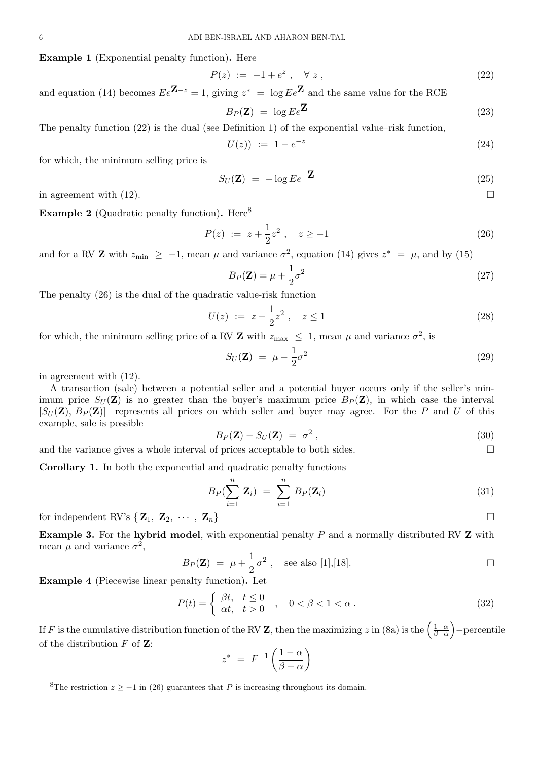**Example 1** (Exponential penalty function)**.** Here

$$P(z) \ := \ -1 + e^z \ , \quad \forall \ z \ , \tag{22}$$

and equation (14) becomes $E e^{\mathbf{Z} - z} = 1$, giving $z^* \ = \ \log E e^{\mathbf{Z}}$ and the same value for the RCE

$$B_P(\mathbf{Z}) \ = \ \log E e^{\mathbf{Z}} \tag{23}$$

The penalty function (22) is the dual (see Definition 1) of the exponential value–risk function,

$$U(z)) \ := \ 1 - e^{-z} \tag{24}$$

for which, the minimum selling price is

$$S_U(\mathbf{Z}) \ = \ -\log E e^{-\mathbf{Z}} \tag{25}$$

in agreement with (12). □

**Example 2** (Quadratic penalty function)**.** Here[8]

$$P(z) \ := \ z + \frac{1}{2} z^2 \ , \quad z \geq -1 \tag{26}$$

and for a RV $\mathbf{Z}$ with $z_{\min} \ \geq \ -1$, mean $\mu$ and variance $\sigma^2$, equation (14) gives $z^* \ = \ \mu$, and by (15)

$$B_P(\mathbf{Z}) = \mu + \frac{1}{2}\sigma^2 \tag{27}$$

The penalty (26) is the dual of the quadratic value-risk function

$$U(z) \ := \ z - \frac{1}{2} z^2 \ , \quad z \leq 1 \tag{28}$$

for which, the minimum selling price of a RV $\mathbf{Z}$ with $z_{\max} \ \leq \ 1$, mean $\mu$ and variance $\sigma^2$, is

$$S_U(\mathbf{Z}) \ = \ \mu - \frac{1}{2}\sigma^2 \tag{29}$$

in agreement with (12).

A transaction (sale) between a potential seller and a potential buyer occurs only if the seller's minimum price $S_U(\mathbf{Z})$ is no greater than the buyer's maximum price $B_P(\mathbf{Z})$, in which case the interval $[S_U(\mathbf{Z}), \, B_P(\mathbf{Z})]$ represents all prices on which seller and buyer may agree. For the $P$ and $U$ of this example, sale is possible

$$B_P(\mathbf{Z}) - S_U(\mathbf{Z}) \ = \ \sigma^2 \ , \tag{30}$$

and the variance gives a whole interval of prices acceptable to both sides. □

**Corollary 1.** In both the exponential and quadratic penalty functions

$$B_P(\sum_{i=1}^{n} \mathbf{Z}_i) \ = \ \sum_{i=1}^{n} B_P(\mathbf{Z}_i) \tag{31}$$

for independent RV's $\{ \mathbf{Z}_1, \ \mathbf{Z}_2, \ \cdots \ , \ \mathbf{Z}_n \}$ □

**Example 3.** For the **hybrid model**, with exponential penalty $P$ and a normally distributed RV $\mathbf{Z}$ with mean $\mu$ and variance $\sigma^2$,

$$B_P(\mathbf{Z}) \ = \ \mu + \frac{1}{2}\sigma^2 \ , \quad \text{see also [1],[18].}$$

□

**Example 4** (Piecewise linear penalty function)**.** Let

$$P(t) = \begin{cases} \beta t, & t \leq 0 \\ \alpha t, & t > 0 \end{cases} \quad , \quad 0 < \beta < 1 < \alpha \ . \tag{32}$$

If $F$ is the cumulative distribution function of the RV $\mathbf{Z}$, then the maximizing $z$ in (8a) is the $\left(\frac{1-\alpha}{\beta-\alpha}\right)$–percentile of the distribution $F$ of $\mathbf{Z}$:

$$z^* \ = \ F^{-1}\left(\frac{1-\alpha}{\beta-\alpha}\right)$$

---

[8]The restriction $z \geq -1$ in (26) guarantees that $P$ is increasing throughout its domain.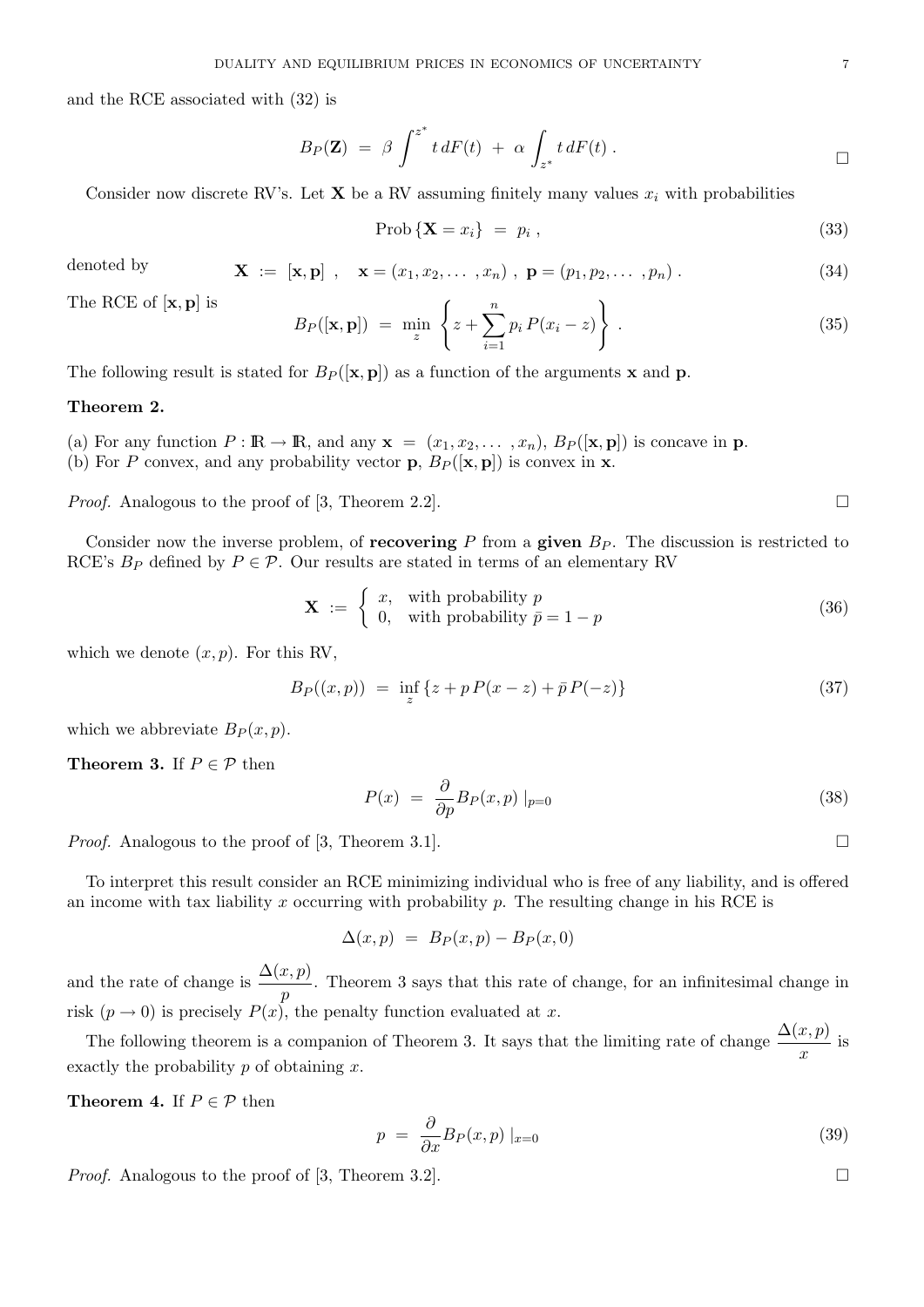and the RCE associated with (32) is

$$B_P(\mathbf{Z}) \;=\; \beta \int^{z^*} t\, dF(t) \;+\; \alpha \int_{z^*} t\, dF(t)\,. \qquad \square$$

Consider now discrete RV's. Let $\mathbf{X}$ be a RV assuming finitely many values $x_i$ with probabilities

$$\text{Prob}\,\{\mathbf{X} = x_i\} \;=\; p_i\,, \tag{33}$$

denoted by

$$\mathbf{X} \;:=\; [\mathbf{x}, \mathbf{p}]\;, \quad \mathbf{x} = (x_1, x_2, \ldots, x_n)\;,\; \mathbf{p} = (p_1, p_2, \ldots, p_n)\,. \tag{34}$$

The RCE of $[\mathbf{x}, \mathbf{p}]$ is

$$B_P([\mathbf{x}, \mathbf{p}]) \;=\; \min_z \left\{ z + \sum_{i=1}^{n} p_i\, P(x_i - z) \right\}\,. \tag{35}$$

The following result is stated for $B_P([\mathbf{x}, \mathbf{p}])$ as a function of the arguments $\mathbf{x}$ and $\mathbf{p}$.

**Theorem 2.**

(a) For any function $P : \mathbb{R} \to \mathbb{R}$, and any $\mathbf{x} = (x_1, x_2, \ldots, x_n)$, $B_P([\mathbf{x}, \mathbf{p}])$ is concave in $\mathbf{p}$.
(b) For $P$ convex, and any probability vector $\mathbf{p}$, $B_P([\mathbf{x}, \mathbf{p}])$ is convex in $\mathbf{x}$.

*Proof.* Analogous to the proof of [3, Theorem 2.2]. $\square$

Consider now the inverse problem, of **recovering** $P$ from a **given** $B_P$. The discussion is restricted to RCE's $B_P$ defined by $P \in \mathcal{P}$. Our results are stated in terms of an elementary RV

$$\mathbf{X} \;:=\; \begin{cases} x, & \text{with probability } p \\ 0, & \text{with probability } \bar{p} = 1 - p \end{cases} \tag{36}$$

which we denote $(x, p)$. For this RV,

$$B_P((x, p)) \;=\; \inf_z \{ z + p\, P(x - z) + \bar{p}\, P(-z) \} \tag{37}$$

which we abbreviate $B_P(x, p)$.

**Theorem 3.** If $P \in \mathcal{P}$ then

$$P(x) \;=\; \frac{\partial}{\partial p} B_P(x, p)\,|_{p=0} \tag{38}$$

*Proof.* Analogous to the proof of [3, Theorem 3.1]. $\square$

To interpret this result consider an RCE minimizing individual who is free of any liability, and is offered an income with tax liability $x$ occurring with probability $p$. The resulting change in his RCE is

$$\Delta(x, p) \;=\; B_P(x, p) - B_P(x, 0)$$

and the rate of change is $\dfrac{\Delta(x, p)}{p}$. Theorem 3 says that this rate of change, for an infinitesimal change in risk ($p \to 0$) is precisely $P(x)$, the penalty function evaluated at $x$.

The following theorem is a companion of Theorem 3. It says that the limiting rate of change $\dfrac{\Delta(x, p)}{x}$ is exactly the probability $p$ of obtaining $x$.

**Theorem 4.** If $P \in \mathcal{P}$ then

$$p \;=\; \frac{\partial}{\partial x} B_P(x, p)\,|_{x=0} \tag{39}$$

*Proof.* Analogous to the proof of [3, Theorem 3.2]. $\square$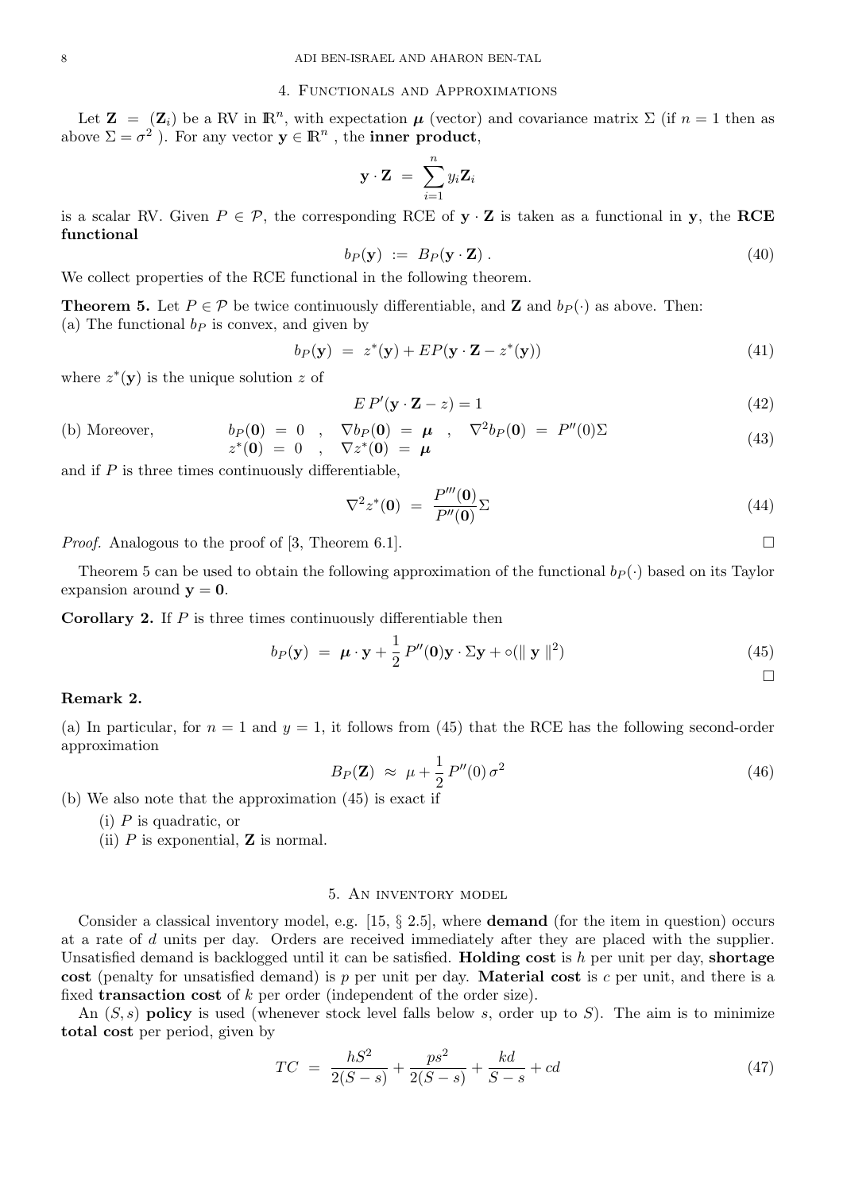## 4. Functionals and Approximations

Let $\mathbf{Z} = (\mathbf{Z}_i)$ be a RV in $\mathbb{R}^n$, with expectation $\boldsymbol{\mu}$ (vector) and covariance matrix $\Sigma$ (if $n = 1$ then as above $\Sigma = \sigma^2$ ). For any vector $\mathbf{y} \in \mathbb{R}^n$ , the **inner product**,

$$\mathbf{y} \cdot \mathbf{Z} \;=\; \sum_{i=1}^{n} y_i \mathbf{Z}_i$$

is a scalar RV. Given $P \in \mathcal{P}$, the corresponding RCE of $\mathbf{y} \cdot \mathbf{Z}$ is taken as a functional in $\mathbf{y}$, the **RCE functional**

$$b_P(\mathbf{y}) \;:=\; B_P(\mathbf{y} \cdot \mathbf{Z})\;. \tag{40}$$

We collect properties of the RCE functional in the following theorem.

**Theorem 5.** Let $P \in \mathcal{P}$ be twice continuously differentiable, and $\mathbf{Z}$ and $b_P(\cdot)$ as above. Then:
(a) The functional $b_P$ is convex, and given by

$$b_P(\mathbf{y}) \;=\; z^*(\mathbf{y}) + EP(\mathbf{y} \cdot \mathbf{Z} - z^*(\mathbf{y})) \tag{41}$$

where $z^*(\mathbf{y})$ is the unique solution $z$ of

$$E\, P'(\mathbf{y} \cdot \mathbf{Z} - z) = 1 \tag{42}$$

(b) Moreover,

$$\begin{array}{lll} b_P(\mathbf{0}) \;=\; 0 \;\;, & \nabla b_P(\mathbf{0}) \;=\; \boldsymbol{\mu} \;\;, & \nabla^2 b_P(\mathbf{0}) \;=\; P''(0)\Sigma \\ z^*(\mathbf{0}) \;=\; 0 \;\;, & \nabla z^*(\mathbf{0}) \;=\; \boldsymbol{\mu} & \end{array} \tag{43}$$

and if $P$ is three times continuously differentiable,

$$\nabla^2 z^*(\mathbf{0}) \;=\; \frac{P'''(\mathbf{0})}{P''(\mathbf{0})}\Sigma \tag{44}$$

*Proof.* Analogous to the proof of [3, Theorem 6.1]. □

Theorem 5 can be used to obtain the following approximation of the functional $b_P(\cdot)$ based on its Taylor expansion around $\mathbf{y} = \mathbf{0}$.

**Corollary 2.** If $P$ is three times continuously differentiable then

$$b_P(\mathbf{y}) \;=\; \boldsymbol{\mu} \cdot \mathbf{y} + \frac{1}{2}\, P''(\mathbf{0})\mathbf{y} \cdot \Sigma\mathbf{y} + \circ(\|\, \mathbf{y}\,\|^2) \tag{45}$$

□

**Remark 2.**

(a) In particular, for $n = 1$ and $y = 1$, it follows from (45) that the RCE has the following second-order approximation

$$B_P(\mathbf{Z}) \;\approx\; \mu + \frac{1}{2}\, P''(0)\, \sigma^2 \tag{46}$$

(b) We also note that the approximation (45) is exact if
 (i) $P$ is quadratic, or
 (ii) $P$ is exponential, $\mathbf{Z}$ is normal.

## 5. An inventory model

Consider a classical inventory model, e.g. [15, § 2.5], where **demand** (for the item in question) occurs at a rate of $d$ units per day. Orders are received immediately after they are placed with the supplier. Unsatisfied demand is backlogged until it can be satisfied. **Holding cost** is $h$ per unit per day, **shortage cost** (penalty for unsatisfied demand) is $p$ per unit per day. **Material cost** is $c$ per unit, and there is a fixed **transaction cost** of $k$ per order (independent of the order size).

An $(S, s)$ **policy** is used (whenever stock level falls below $s$, order up to $S$). The aim is to minimize **total cost** per period, given by

$$TC \;=\; \frac{hS^2}{2(S-s)} + \frac{ps^2}{2(S-s)} + \frac{kd}{S-s} + cd \tag{47}$$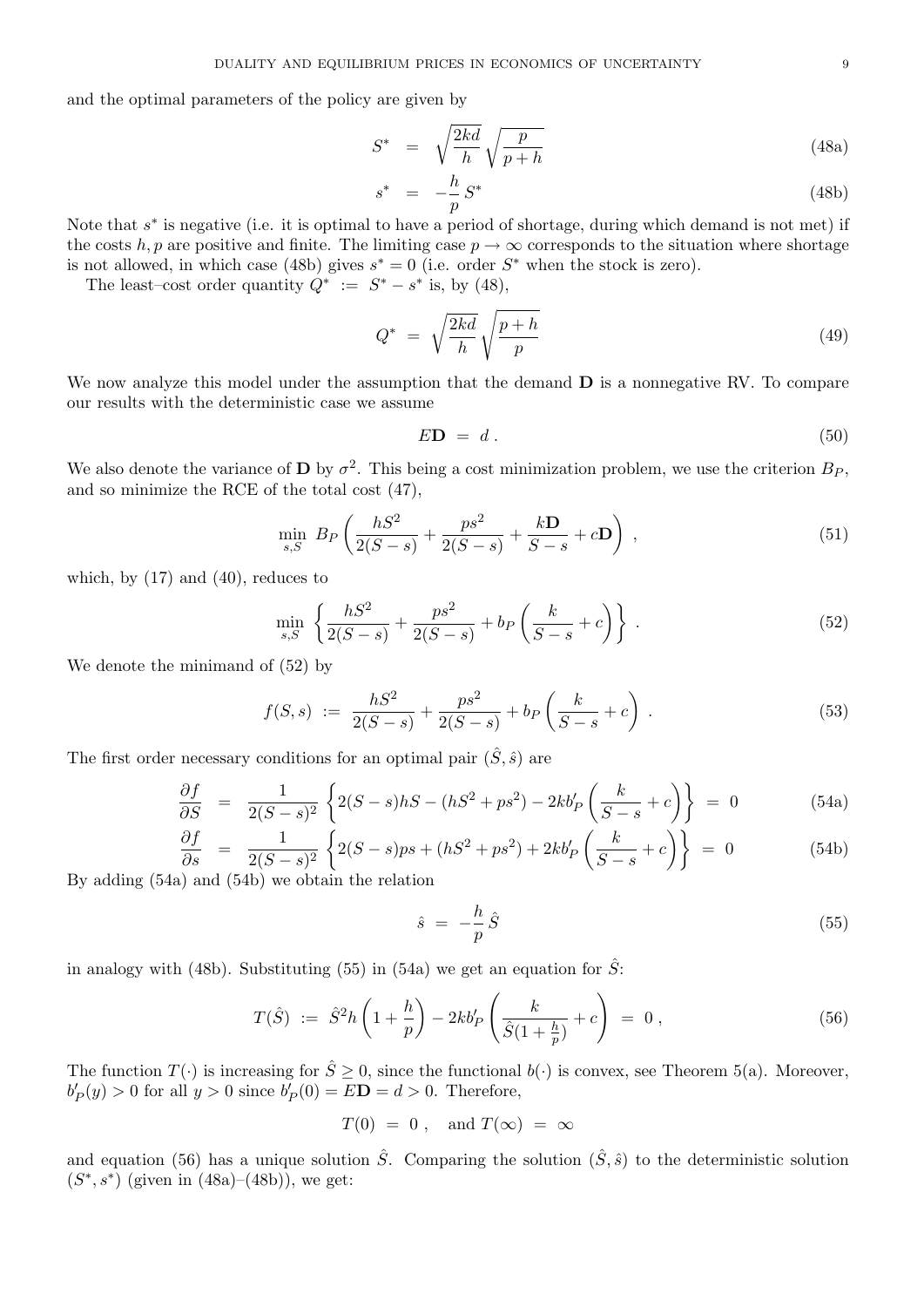and the optimal parameters of the policy are given by

$$S^* = \sqrt{\frac{2kd}{h}}\sqrt{\frac{p}{p+h}} \tag{48a}$$

$$s^* = -\frac{h}{p}\,S^* \tag{48b}$$

Note that $s^*$ is negative (i.e. it is optimal to have a period of shortage, during which demand is not met) if the costs $h, p$ are positive and finite. The limiting case $p \to \infty$ corresponds to the situation where shortage is not allowed, in which case (48b) gives $s^* = 0$ (i.e. order $S^*$ when the stock is zero).

The least–cost order quantity $Q^* := S^* - s^*$ is, by (48),

$$Q^* = \sqrt{\frac{2kd}{h}}\sqrt{\frac{p+h}{p}} \tag{49}$$

We now analyze this model under the assumption that the demand $\mathbf{D}$ is a nonnegative RV. To compare our results with the deterministic case we assume

$$E\mathbf{D} = d\,. \tag{50}$$

We also denote the variance of $\mathbf{D}$ by $\sigma^2$. This being a cost minimization problem, we use the criterion $B_P$, and so minimize the RCE of the total cost (47),

$$\min_{s,S}\; B_P\left(\frac{hS^2}{2(S-s)} + \frac{ps^2}{2(S-s)} + \frac{k\mathbf{D}}{S-s} + c\mathbf{D}\right)\,, \tag{51}$$

which, by (17) and (40), reduces to

$$\min_{s,S}\;\left\{\frac{hS^2}{2(S-s)} + \frac{ps^2}{2(S-s)} + b_P\left(\frac{k}{S-s} + c\right)\right\}\,. \tag{52}$$

We denote the minimand of (52) by

$$f(S,s) := \frac{hS^2}{2(S-s)} + \frac{ps^2}{2(S-s)} + b_P\left(\frac{k}{S-s} + c\right)\,. \tag{53}$$

The first order necessary conditions for an optimal pair $(\hat{S},\hat{s})$ are

$$\frac{\partial f}{\partial S} = \frac{1}{2(S-s)^2}\left\{2(S-s)hS - (hS^2+ps^2) - 2kb_P'\left(\frac{k}{S-s}+c\right)\right\} = 0 \tag{54a}$$

$$\frac{\partial f}{\partial s} = \frac{1}{2(S-s)^2}\left\{2(S-s)ps + (hS^2+ps^2) + 2kb_P'\left(\frac{k}{S-s}+c\right)\right\} = 0 \tag{54b}$$

By adding (54a) and (54b) we obtain the relation

$$\hat{s} = -\frac{h}{p}\,\hat{S} \tag{55}$$

in analogy with (48b). Substituting (55) in (54a) we get an equation for $\hat{S}$:

$$T(\hat{S}) := \hat{S}^2 h\left(1+\frac{h}{p}\right) - 2kb_P'\left(\frac{k}{\hat{S}(1+\frac{h}{p})}+c\right) = 0\,, \tag{56}$$

The function $T(\cdot)$ is increasing for $\hat{S} \geq 0$, since the functional $b(\cdot)$ is convex, see Theorem 5(a). Moreover, $b_P'(y) > 0$ for all $y > 0$ since $b_P'(0) = E\mathbf{D} = d > 0$. Therefore,

$$T(0) = 0\,, \quad \text{and } T(\infty) = \infty$$

and equation (56) has a unique solution $\hat{S}$. Comparing the solution $(\hat{S},\hat{s})$ to the deterministic solution $(S^*, s^*)$ (given in (48a)–(48b)), we get: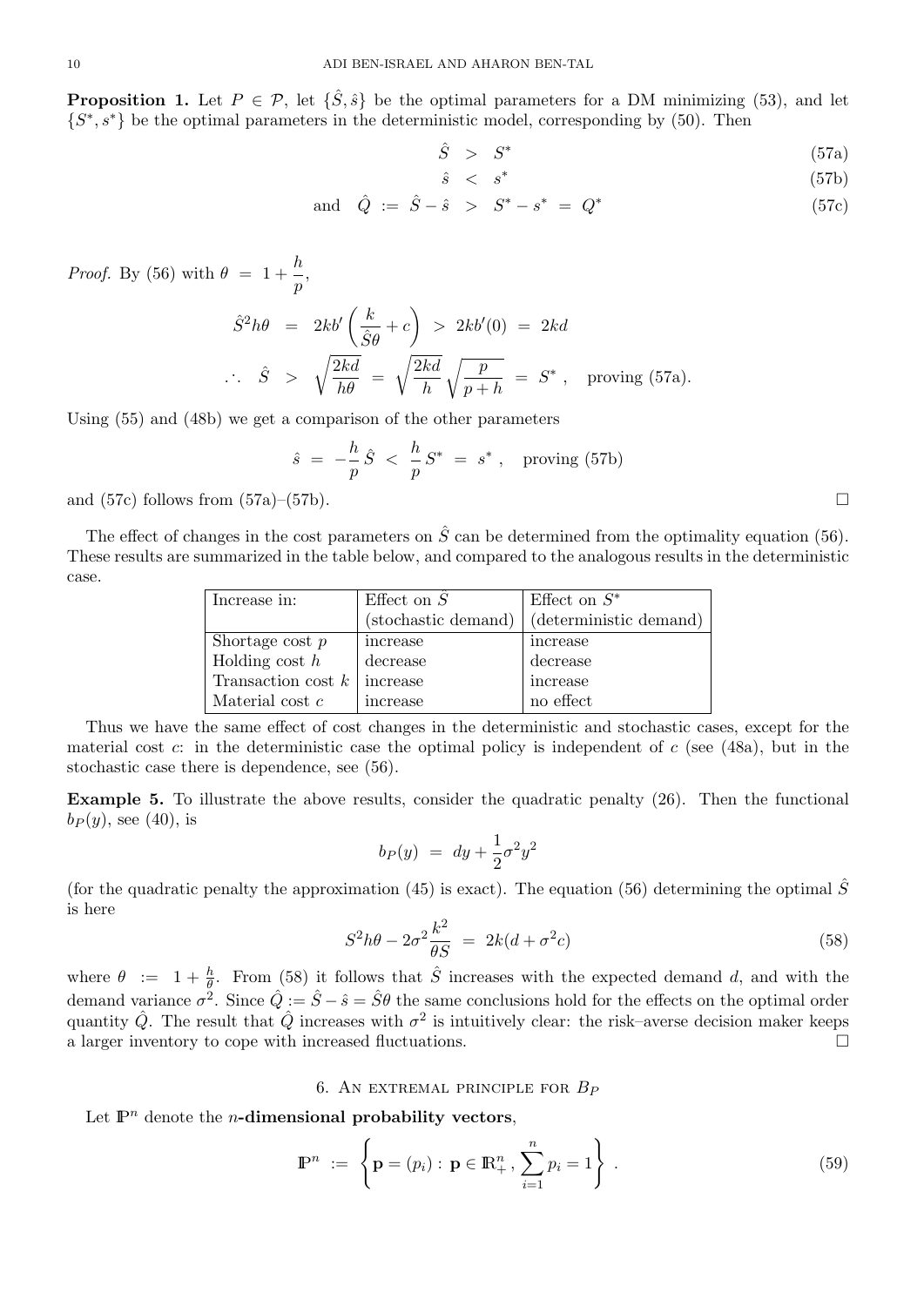**Proposition 1.** Let $P \in \mathcal{P}$, let $\{\hat{S}, \hat{s}\}$ be the optimal parameters for a DM minimizing (53), and let $\{S^*, s^*\}$ be the optimal parameters in the deterministic model, corresponding by (50). Then

$$\hat{S} \;>\; S^* \tag{57a}$$

$$\hat{s} \;<\; s^* \tag{57b}$$

$$\text{and} \quad \hat{Q} \;:=\; \hat{S} - \hat{s} \;>\; S^* - s^* \;=\; Q^* \tag{57c}$$

*Proof.* By (56) with $\theta \;=\; 1 + \dfrac{h}{p}$,

$$\hat{S}^2 h\theta \;=\; 2kb'\left(\frac{k}{\hat{S}\theta} + c\right) \;>\; 2kb'(0) \;=\; 2kd$$

$$\therefore \quad \hat{S} \;>\; \sqrt{\frac{2kd}{h\theta}} \;=\; \sqrt{\frac{2kd}{h}}\,\sqrt{\frac{p}{p+h}} \;=\; S^* \,, \quad \text{proving (57a).}$$

Using (55) and (48b) we get a comparison of the other parameters

$$\hat{s} \;=\; -\frac{h}{p}\,\hat{S} \;<\; \frac{h}{p}\,S^* \;=\; s^* \,, \quad \text{proving (57b)}$$

and (57c) follows from (57a)–(57b). □

The effect of changes in the cost parameters on $\hat{S}$ can be determined from the optimality equation (56). These results are summarized in the table below, and compared to the analogous results in the deterministic case.

| Increase in: | Effect on $\hat{S}$ (stochastic demand) | Effect on $S^*$ (deterministic demand) |
|---|---|---|
| Shortage cost $p$ | increase | increase |
| Holding cost $h$ | decrease | decrease |
| Transaction cost $k$ | increase | increase |
| Material cost $c$ | increase | no effect |

Thus we have the same effect of cost changes in the deterministic and stochastic cases, except for the material cost $c$: in the deterministic case the optimal policy is independent of $c$ (see (48a), but in the stochastic case there is dependence, see (56).

**Example 5.** To illustrate the above results, consider the quadratic penalty (26). Then the functional $b_P(y)$, see (40), is

$$b_P(y) \;=\; dy + \frac{1}{2}\sigma^2 y^2$$

(for the quadratic penalty the approximation (45) is exact). The equation (56) determining the optimal $\hat{S}$ is here

$$S^2 h\theta - 2\sigma^2 \frac{k^2}{\theta S} \;=\; 2k(d + \sigma^2 c) \tag{58}$$

where $\theta \;:=\; 1 + \frac{h}{\theta}$. From (58) it follows that $\hat{S}$ increases with the expected demand $d$, and with the demand variance $\sigma^2$. Since $\hat{Q} := \hat{S} - \hat{s} = \hat{S}\theta$ the same conclusions hold for the effects on the optimal order quantity $\hat{Q}$. The result that $\hat{Q}$ increases with $\sigma^2$ is intuitively clear: the risk–averse decision maker keeps a larger inventory to cope with increased fluctuations. □

## 6. An extremal principle for $B_P$

Let $\mathbb{P}^n$ denote the ***n*-dimensional probability vectors**,

$$\mathbb{P}^n \;:=\; \left\{ \mathbf{p} = (p_i) :\, \mathbf{p} \in \mathbb{R}^n_+ \,,\, \sum_{i=1}^n p_i = 1 \right\} \,. \tag{59}$$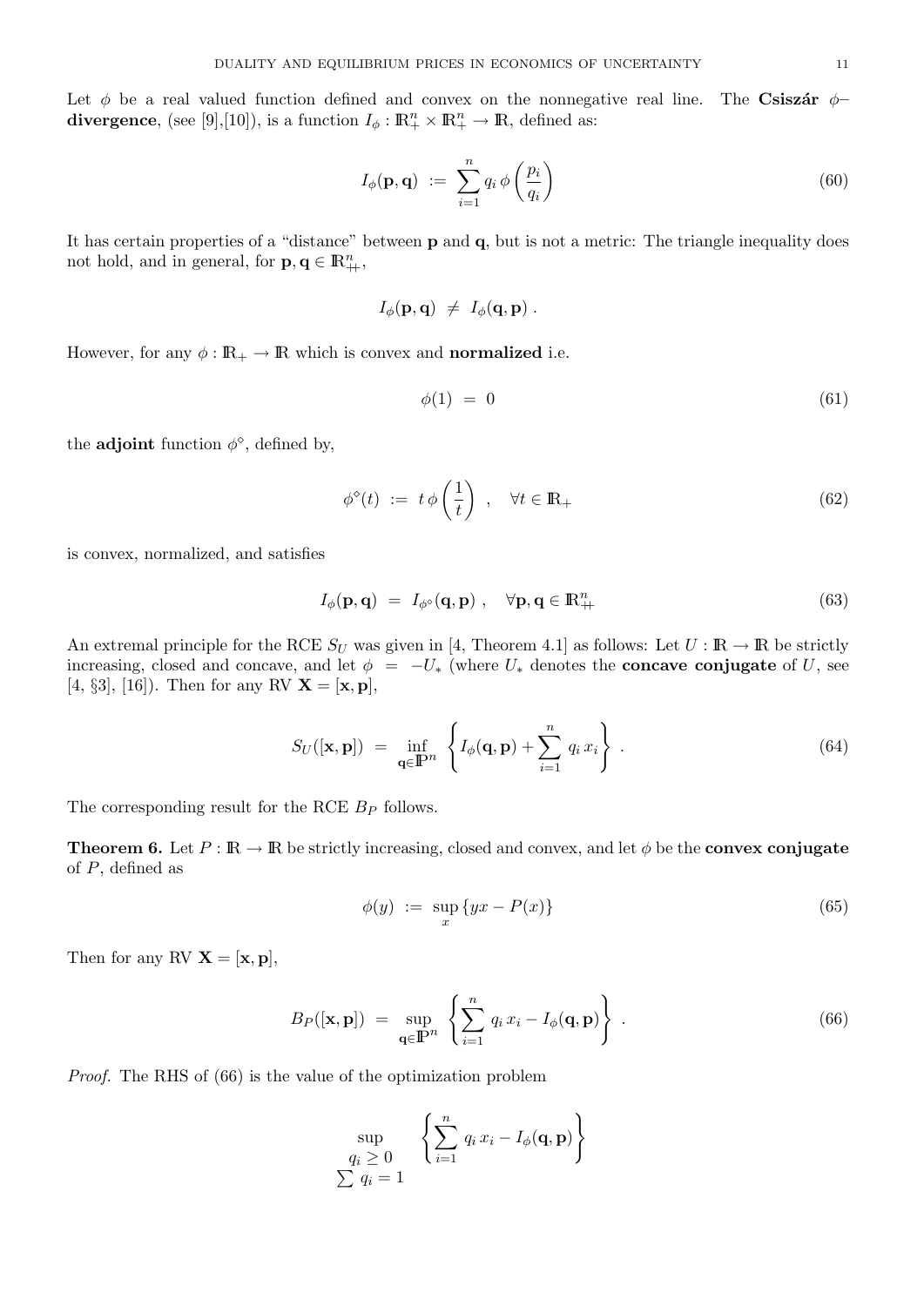Let $\phi$ be a real valued function defined and convex on the nonnegative real line. The **Csiszár $\phi$–divergence**, (see [9],[10]), is a function $I_\phi : \mathbb{R}^n_+ \times \mathbb{R}^n_+ \to \mathbb{R}$, defined as:

$$I_\phi(\mathbf{p}, \mathbf{q}) \;:=\; \sum_{i=1}^{n} q_i \, \phi\left(\frac{p_i}{q_i}\right) \tag{60}$$

It has certain properties of a "distance" between $\mathbf{p}$ and $\mathbf{q}$, but is not a metric: The triangle inequality does not hold, and in general, for $\mathbf{p}, \mathbf{q} \in \mathbb{R}^n_{++}$,

$$I_\phi(\mathbf{p}, \mathbf{q}) \;\neq\; I_\phi(\mathbf{q}, \mathbf{p}) \, .$$

However, for any $\phi : \mathbb{R}_+ \to \mathbb{R}$ which is convex and **normalized** i.e.

$$\phi(1) \;=\; 0 \tag{61}$$

the **adjoint** function $\phi^\diamond$, defined by,

$$\phi^\diamond(t) \;:=\; t \, \phi\left(\frac{1}{t}\right) \;, \quad \forall t \in \mathbb{R}_+ \tag{62}$$

is convex, normalized, and satisfies

$$I_\phi(\mathbf{p}, \mathbf{q}) \;=\; I_{\phi^\diamond}(\mathbf{q}, \mathbf{p}) \;, \quad \forall \mathbf{p}, \mathbf{q} \in \mathbb{R}^n_{++} \tag{63}$$

An extremal principle for the RCE $S_U$ was given in [4, Theorem 4.1] as follows: Let $U : \mathbb{R} \to \mathbb{R}$ be strictly increasing, closed and concave, and let $\phi \;=\; -U_*$ (where $U_*$ denotes the **concave conjugate** of $U$, see [4, §3], [16]). Then for any RV $\mathbf{X} = [\mathbf{x}, \mathbf{p}]$,

$$S_U([\mathbf{x}, \mathbf{p}]) \;=\; \inf_{\mathbf{q} \in \mathbb{P}^n} \left\{ I_\phi(\mathbf{q}, \mathbf{p}) + \sum_{i=1}^{n} q_i \, x_i \right\} \, . \tag{64}$$

The corresponding result for the RCE $B_P$ follows.

**Theorem 6.** Let $P : \mathbb{R} \to \mathbb{R}$ be strictly increasing, closed and convex, and let $\phi$ be the **convex conjugate** of $P$, defined as

$$\phi(y) \;:=\; \sup_x \{ yx - P(x) \} \tag{65}$$

Then for any RV $\mathbf{X} = [\mathbf{x}, \mathbf{p}]$,

$$B_P([\mathbf{x}, \mathbf{p}]) \;=\; \sup_{\mathbf{q} \in \mathbb{P}^n} \left\{ \sum_{i=1}^{n} q_i \, x_i - I_\phi(\mathbf{q}, \mathbf{p}) \right\} \, . \tag{66}$$

*Proof.* The RHS of (66) is the value of the optimization problem

$$\sup_{\substack{q_i \geq 0 \\ \sum q_i = 1}} \quad \left\{ \sum_{i=1}^{n} q_i \, x_i - I_\phi(\mathbf{q}, \mathbf{p}) \right\}$$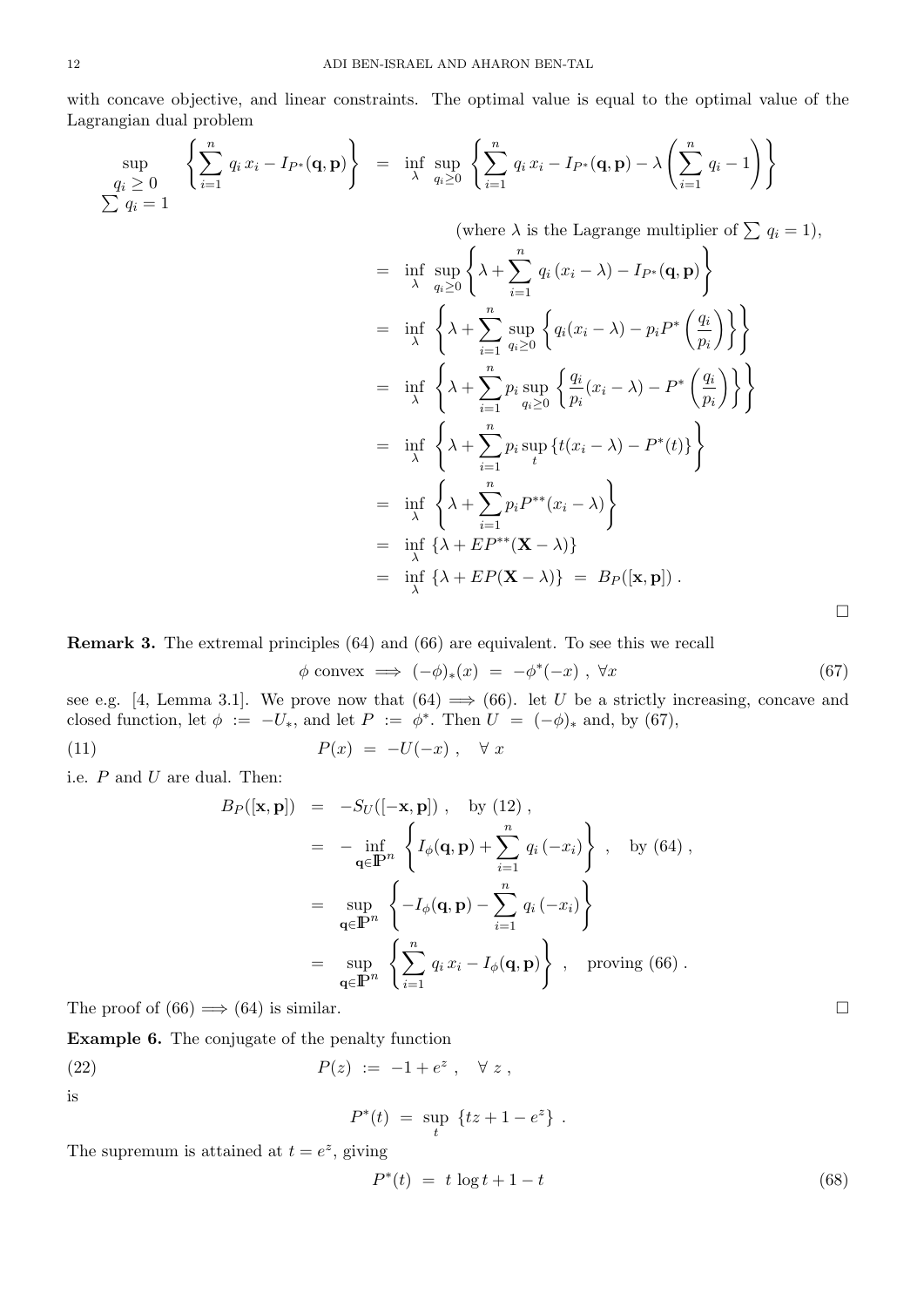with concave objective, and linear constraints. The optimal value is equal to the optimal value of the Lagrangian dual problem

$$
\begin{aligned}
\sup_{\substack{q_i \geq 0 \\ \sum q_i = 1}} \left\{ \sum_{i=1}^n q_i\, x_i - I_{P^*}(\mathbf{q}, \mathbf{p}) \right\} &= \inf_\lambda \sup_{q_i \geq 0} \left\{ \sum_{i=1}^n q_i\, x_i - I_{P^*}(\mathbf{q}, \mathbf{p}) - \lambda \left( \sum_{i=1}^n q_i - 1 \right) \right\} \\
&\qquad \text{(where } \lambda \text{ is the Lagrange multiplier of } \textstyle\sum q_i = 1\text{)}, \\
&= \inf_\lambda \sup_{q_i \geq 0} \left\{ \lambda + \sum_{i=1}^n q_i\, (x_i - \lambda) - I_{P^*}(\mathbf{q}, \mathbf{p}) \right\} \\
&= \inf_\lambda \left\{ \lambda + \sum_{i=1}^n \sup_{q_i \geq 0} \left\{ q_i (x_i - \lambda) - p_i P^* \left( \frac{q_i}{p_i} \right) \right\} \right\} \\
&= \inf_\lambda \left\{ \lambda + \sum_{i=1}^n p_i \sup_{q_i \geq 0} \left\{ \frac{q_i}{p_i} (x_i - \lambda) - P^* \left( \frac{q_i}{p_i} \right) \right\} \right\} \\
&= \inf_\lambda \left\{ \lambda + \sum_{i=1}^n p_i \sup_t \{ t(x_i - \lambda) - P^*(t) \} \right\} \\
&= \inf_\lambda \left\{ \lambda + \sum_{i=1}^n p_i P^{**}(x_i - \lambda) \right\} \\
&= \inf_\lambda \{ \lambda + E P^{**}(\mathbf{X} - \lambda) \} \\
&= \inf_\lambda \{ \lambda + E P(\mathbf{X} - \lambda) \} \;=\; B_P([\mathbf{x}, \mathbf{p}]) \, .
\end{aligned}
$$

□

**Remark 3.** The extremal principles (64) and (66) are equivalent. To see this we recall

$$
\phi \text{ convex } \implies (-\phi)_*(x) \;=\; -\phi^*(-x) \;,\; \forall x \tag{67}
$$

see e.g. [4, Lemma 3.1]. We prove now that (64) $\implies$ (66). let $U$ be a strictly increasing, concave and closed function, let $\phi := -U_*$, and let $P := \phi^*$. Then $U = (-\phi)_*$ and, by (67),

$$
P(x) \;=\; -U(-x) \;, \quad \forall\, x \tag{11}
$$

i.e. $P$ and $U$ are dual. Then:

$$
\begin{aligned}
B_P([\mathbf{x}, \mathbf{p}]) &= -S_U([-\mathbf{x}, \mathbf{p}]) \;, \quad \text{by (12)} \;, \\
&= -\inf_{\mathbf{q} \in \mathbb{P}^n} \left\{ I_\phi(\mathbf{q}, \mathbf{p}) + \sum_{i=1}^n q_i\, (-x_i) \right\} \;, \quad \text{by (64)} \;, \\
&= \sup_{\mathbf{q} \in \mathbb{P}^n} \left\{ -I_\phi(\mathbf{q}, \mathbf{p}) - \sum_{i=1}^n q_i\, (-x_i) \right\} \\
&= \sup_{\mathbf{q} \in \mathbb{P}^n} \left\{ \sum_{i=1}^n q_i\, x_i - I_\phi(\mathbf{q}, \mathbf{p}) \right\} \;, \quad \text{proving (66)} \;.
\end{aligned}
$$

The proof of (66) $\implies$ (64) is similar. □

**Example 6.** The conjugate of the penalty function

$$
P(z) \;:=\; -1 + e^z \;, \quad \forall\, z \;, \tag{22}
$$

is

$$
P^*(t) \;=\; \sup_t \; \{ tz + 1 - e^z \} \;.
$$

The supremum is attained at $t = e^z$, giving

$$
P^*(t) \;=\; t \log t + 1 - t \tag{68}
$$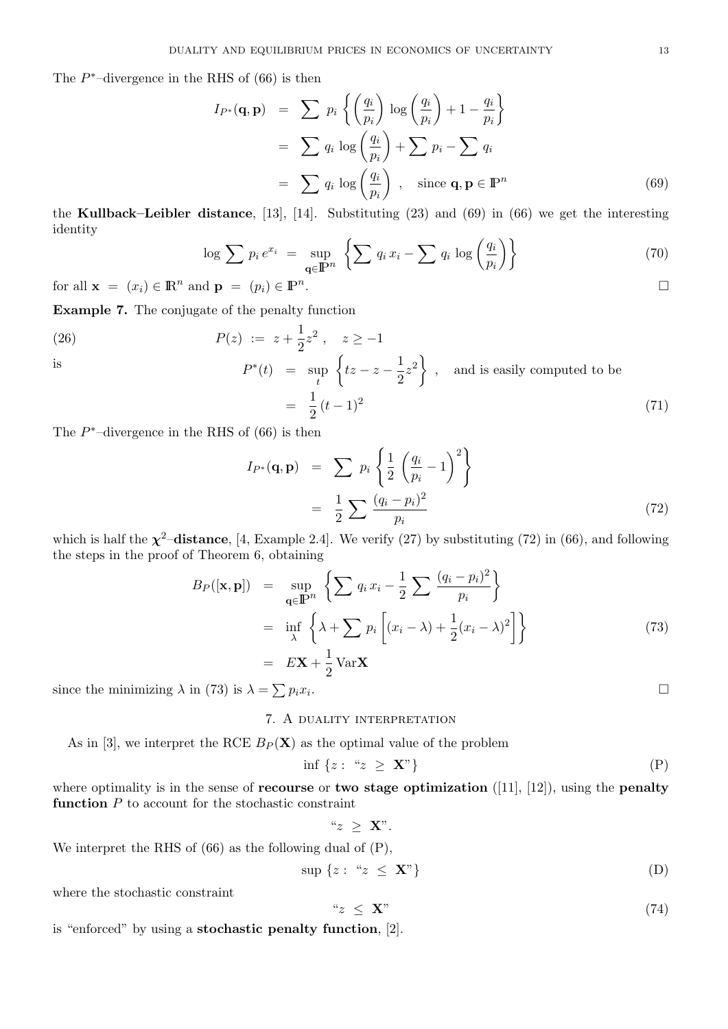The $P^*$–divergence in the RHS of (66) is then

$$
\begin{aligned}
I_{P^*}(\mathbf{q},\mathbf{p}) &= \sum p_i \left\{ \left(\frac{q_i}{p_i}\right) \log\left(\frac{q_i}{p_i}\right) + 1 - \frac{q_i}{p_i} \right\} \\
&= \sum q_i \log\left(\frac{q_i}{p_i}\right) + \sum p_i - \sum q_i \\
&= \sum q_i \log\left(\frac{q_i}{p_i}\right) , \quad \text{since } \mathbf{q},\mathbf{p} \in \mathbb{P}^n
\end{aligned} \tag{69}
$$

the **Kullback–Leibler distance**, [13], [14]. Substituting (23) and (69) in (66) we get the interesting identity

$$
\log \sum p_i \, e^{x_i} = \sup_{\mathbf{q}\in\mathbb{P}^n} \left\{ \sum q_i \, x_i - \sum q_i \log\left(\frac{q_i}{p_i}\right) \right\} \tag{70}
$$

for all $\mathbf{x} = (x_i) \in \mathbb{R}^n$ and $\mathbf{p} = (p_i) \in \mathbb{P}^n$. □

**Example 7.** The conjugate of the penalty function

$$
P(z) := z + \frac{1}{2} z^2 , \quad z \geq -1 \tag{26}
$$

is

$$
\begin{aligned}
P^*(t) &= \sup_t \left\{ tz - z - \frac{1}{2} z^2 \right\} , \quad \text{and is easily computed to be} \\
&= \frac{1}{2}(t-1)^2
\end{aligned} \tag{71}
$$

The $P^*$–divergence in the RHS of (66) is then

$$
\begin{aligned}
I_{P^*}(\mathbf{q},\mathbf{p}) &= \sum p_i \left\{ \frac{1}{2} \left(\frac{q_i}{p_i} - 1\right)^2 \right\} \\
&= \frac{1}{2} \sum \frac{(q_i - p_i)^2}{p_i}
\end{aligned} \tag{72}
$$

which is half the $\boldsymbol{\chi}^2$**–distance**, [4, Example 2.4]. We verify (27) by substituting (72) in (66), and following the steps in the proof of Theorem 6, obtaining

$$
\begin{aligned}
B_P([\mathbf{x},\mathbf{p}]) &= \sup_{\mathbf{q}\in\mathbb{P}^n} \left\{ \sum q_i \, x_i - \frac{1}{2} \sum \frac{(q_i - p_i)^2}{p_i} \right\} \\
&= \inf_\lambda \left\{ \lambda + \sum p_i \left[ (x_i - \lambda) + \frac{1}{2}(x_i - \lambda)^2 \right] \right\} \\
&= E\mathbf{X} + \frac{1}{2} \operatorname{Var}\mathbf{X}
\end{aligned} \tag{73}
$$

since the minimizing $\lambda$ in (73) is $\lambda = \sum p_i x_i$. □

## 7. A duality interpretation

As in [3], we interpret the RCE $B_P(\mathbf{X})$ as the optimal value of the problem

$$
\inf \{ z : \text{“} z \geq \mathbf{X} \text{”} \} \tag{P}
$$

where optimality is in the sense of **recourse** or **two stage optimization** ([11], [12]), using the **penalty function** $P$ to account for the stochastic constraint

$$
\text{“} z \geq \mathbf{X} \text{”}.
$$

We interpret the RHS of (66) as the following dual of (P),

$$
\sup \{ z : \text{“} z \leq \mathbf{X} \text{”} \} \tag{D}
$$

where the stochastic constraint

$$
\text{“} z \leq \mathbf{X} \text{”} \tag{74}
$$

is “enforced” by using a **stochastic penalty function**, [2].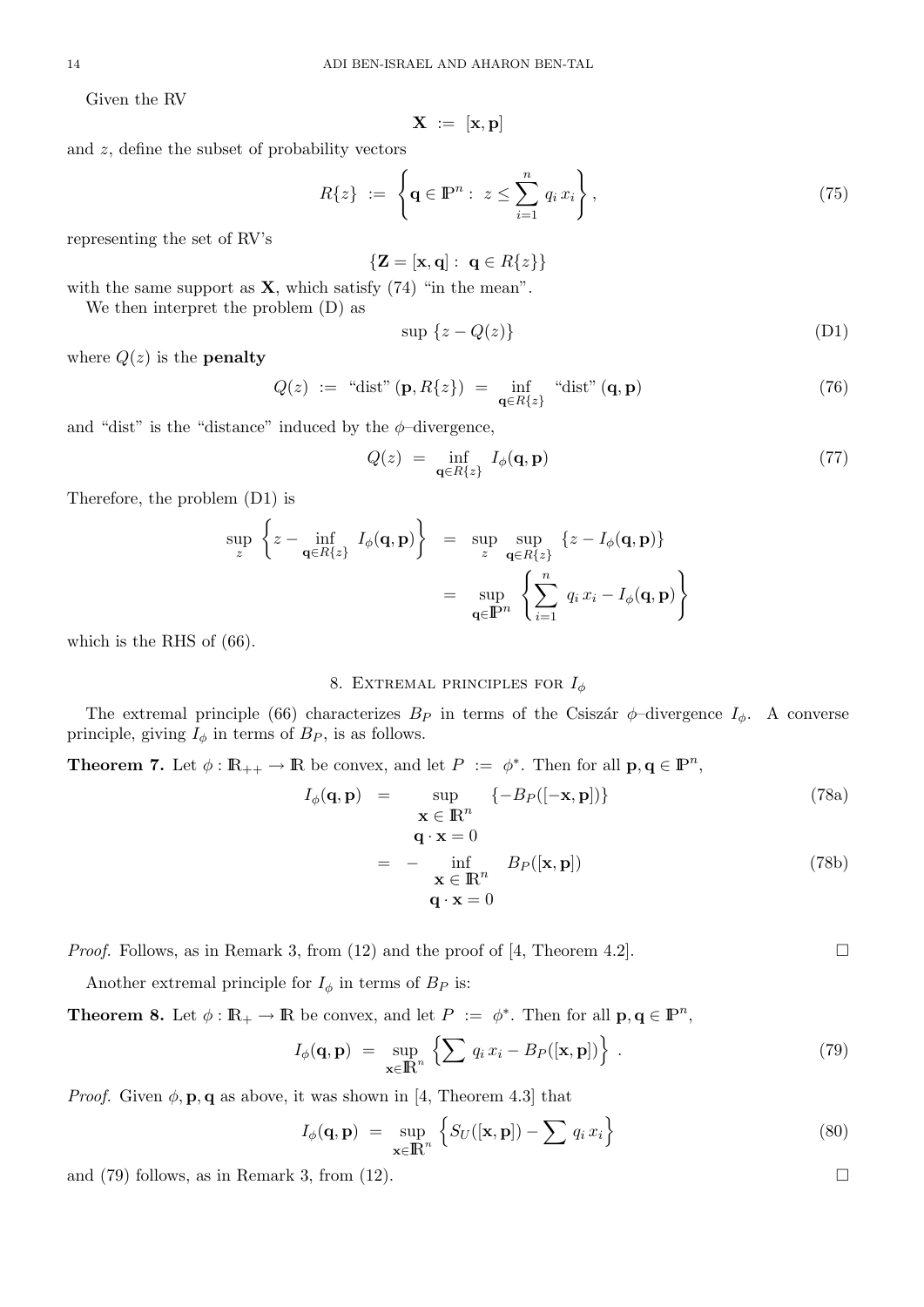Given the RV

$$\mathbf{X} \;:=\; [\mathbf{x}, \mathbf{p}]$$

and $z$, define the subset of probability vectors

$$R\{z\} \;:=\; \left\{ \mathbf{q} \in \mathbb{P}^n : \; z \leq \sum_{i=1}^{n} q_i \, x_i \right\}, \tag{75}$$

representing the set of RV's

$$\{\mathbf{Z} = [\mathbf{x}, \mathbf{q}] : \; \mathbf{q} \in R\{z\}\}$$

with the same support as $\mathbf{X}$, which satisfy (74) "in the mean".

We then interpret the problem (D) as

$$\sup \; \{z - Q(z)\} \tag{D1}$$

where $Q(z)$ is the **penalty**

$$Q(z) \;:=\; \text{“dist”}\,(\mathbf{p}, R\{z\}) \;=\; \inf_{\mathbf{q} \in R\{z\}} \;\text{“dist”}\,(\mathbf{q}, \mathbf{p}) \tag{76}$$

and "dist" is the "distance" induced by the $\phi$–divergence,

$$Q(z) \;=\; \inf_{\mathbf{q} \in R\{z\}} \; I_\phi(\mathbf{q}, \mathbf{p}) \tag{77}$$

Therefore, the problem (D1) is

$$\begin{aligned}
\sup_{z} \; \left\{ z - \inf_{\mathbf{q} \in R\{z\}} \; I_\phi(\mathbf{q}, \mathbf{p}) \right\} \;&=\; \sup_{z} \; \sup_{\mathbf{q} \in R\{z\}} \; \{z - I_\phi(\mathbf{q}, \mathbf{p})\} \\
&=\; \sup_{\mathbf{q} \in \mathbb{P}^n} \; \left\{ \sum_{i=1}^{n} \; q_i \, x_i - I_\phi(\mathbf{q}, \mathbf{p}) \right\}
\end{aligned}$$

which is the RHS of (66).

## 8. Extremal principles for $I_\phi$

The extremal principle (66) characterizes $B_P$ in terms of the Csiszár $\phi$–divergence $I_\phi$. A converse principle, giving $I_\phi$ in terms of $B_P$, is as follows.

**Theorem 7.** *Let $\phi : \mathbb{R}_{++} \to \mathbb{R}$ be convex, and let $P \;:=\; \phi^*$. Then for all $\mathbf{p}, \mathbf{q} \in \mathbb{P}^n$,*

$$I_\phi(\mathbf{q}, \mathbf{p}) \;=\; \sup_{\substack{\mathbf{x} \in \mathbb{R}^n \\ \mathbf{q} \cdot \mathbf{x} = 0}} \; \{-B_P([-\mathbf{x}, \mathbf{p}])\} \tag{78a}$$

$$\;=\; - \inf_{\substack{\mathbf{x} \in \mathbb{R}^n \\ \mathbf{q} \cdot \mathbf{x} = 0}} \; B_P([\mathbf{x}, \mathbf{p}]) \tag{78b}$$

*Proof.* Follows, as in Remark 3, from (12) and the proof of [4, Theorem 4.2]. □

Another extremal principle for $I_\phi$ in terms of $B_P$ is:

**Theorem 8.** *Let $\phi : \mathbb{R}_{+} \to \mathbb{R}$ be convex, and let $P \;:=\; \phi^*$. Then for all $\mathbf{p}, \mathbf{q} \in \mathbb{P}^n$,*

$$I_\phi(\mathbf{q}, \mathbf{p}) \;=\; \sup_{\mathbf{x} \in \mathbb{R}^n} \; \left\{ \sum \; q_i \, x_i - B_P([\mathbf{x}, \mathbf{p}]) \right\} \;. \tag{79}$$

*Proof.* Given $\phi, \mathbf{p}, \mathbf{q}$ as above, it was shown in [4, Theorem 4.3] that

$$I_\phi(\mathbf{q}, \mathbf{p}) \;=\; \sup_{\mathbf{x} \in \mathbb{R}^n} \; \left\{ S_U([\mathbf{x}, \mathbf{p}]) - \sum \; q_i \, x_i \right\} \tag{80}$$

and (79) follows, as in Remark 3, from (12). □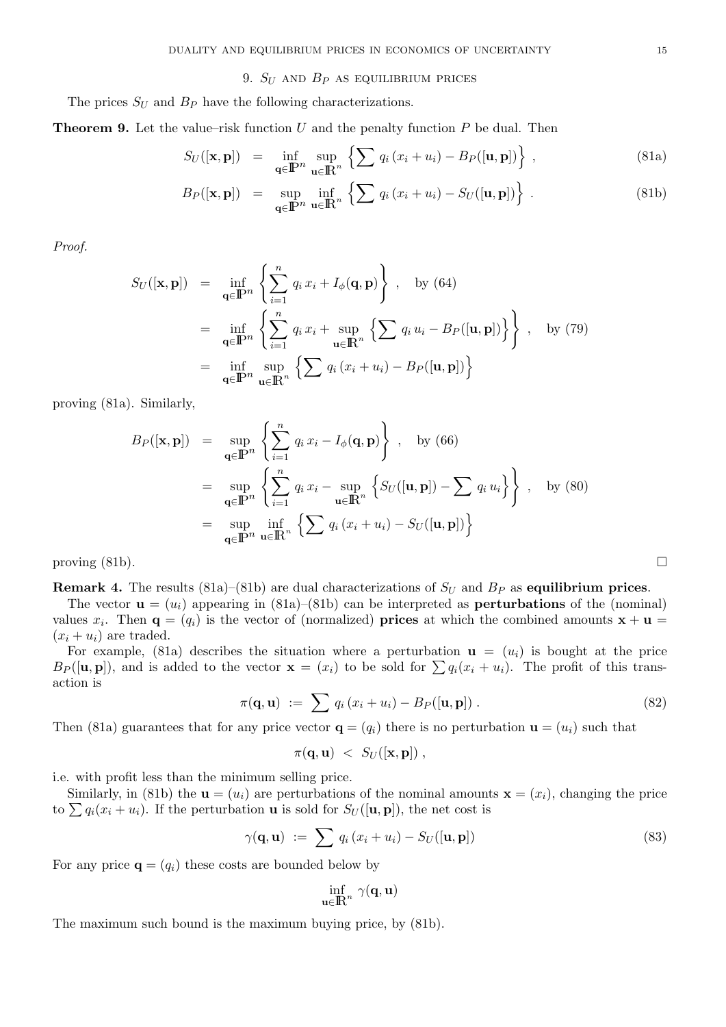## 9. $S_U$ and $B_P$ as equilibrium prices

The prices $S_U$ and $B_P$ have the following characterizations.

**Theorem 9.** Let the value–risk function $U$ and the penalty function $P$ be dual. Then

$$S_U([\mathbf{x},\mathbf{p}]) = \inf_{\mathbf{q}\in\mathbb{P}^n} \sup_{\mathbf{u}\in\mathbb{R}^n} \left\{ \sum q_i\,(x_i+u_i) - B_P([\mathbf{u},\mathbf{p}]) \right\} , \tag{81a}$$

$$B_P([\mathbf{x},\mathbf{p}]) = \sup_{\mathbf{q}\in\mathbb{P}^n} \inf_{\mathbf{u}\in\mathbb{R}^n} \left\{ \sum q_i\,(x_i+u_i) - S_U([\mathbf{u},\mathbf{p}]) \right\} . \tag{81b}$$

*Proof.*

$$\begin{aligned}
S_U([\mathbf{x},\mathbf{p}]) &= \inf_{\mathbf{q}\in\mathbb{P}^n} \left\{ \sum_{i=1}^n q_i\,x_i + I_\phi(\mathbf{q},\mathbf{p}) \right\} , \quad \text{by (64)} \\
&= \inf_{\mathbf{q}\in\mathbb{P}^n} \left\{ \sum_{i=1}^n q_i\,x_i + \sup_{\mathbf{u}\in\mathbb{R}^n} \left\{ \sum q_i\,u_i - B_P([\mathbf{u},\mathbf{p}]) \right\} \right\} , \quad \text{by (79)} \\
&= \inf_{\mathbf{q}\in\mathbb{P}^n} \sup_{\mathbf{u}\in\mathbb{R}^n} \left\{ \sum q_i\,(x_i+u_i) - B_P([\mathbf{u},\mathbf{p}]) \right\}
\end{aligned}$$

proving (81a). Similarly,

$$\begin{aligned}
B_P([\mathbf{x},\mathbf{p}]) &= \sup_{\mathbf{q}\in\mathbb{P}^n} \left\{ \sum_{i=1}^n q_i\,x_i - I_\phi(\mathbf{q},\mathbf{p}) \right\} , \quad \text{by (66)} \\
&= \sup_{\mathbf{q}\in\mathbb{P}^n} \left\{ \sum_{i=1}^n q_i\,x_i - \sup_{\mathbf{u}\in\mathbb{R}^n} \left\{ S_U([\mathbf{u},\mathbf{p}]) - \sum q_i\,u_i \right\} \right\} , \quad \text{by (80)} \\
&= \sup_{\mathbf{q}\in\mathbb{P}^n} \inf_{\mathbf{u}\in\mathbb{R}^n} \left\{ \sum q_i\,(x_i+u_i) - S_U([\mathbf{u},\mathbf{p}]) \right\}
\end{aligned}$$

proving (81b). □

**Remark 4.** The results (81a)–(81b) are dual characterizations of $S_U$ and $B_P$ as **equilibrium prices**.

The vector $\mathbf{u} = (u_i)$ appearing in (81a)–(81b) can be interpreted as **perturbations** of the (nominal) values $x_i$. Then $\mathbf{q} = (q_i)$ is the vector of (normalized) **prices** at which the combined amounts $\mathbf{x}+\mathbf{u} = (x_i+u_i)$ are traded.

For example, (81a) describes the situation where a perturbation $\mathbf{u} = (u_i)$ is bought at the price $B_P([\mathbf{u},\mathbf{p}])$, and is added to the vector $\mathbf{x} = (x_i)$ to be sold for $\sum q_i(x_i+u_i)$. The profit of this transaction is

$$\pi(\mathbf{q},\mathbf{u}) \;:=\; \sum q_i\,(x_i+u_i) - B_P([\mathbf{u},\mathbf{p}]) \,. \tag{82}$$

Then (81a) guarantees that for any price vector $\mathbf{q} = (q_i)$ there is no perturbation $\mathbf{u} = (u_i)$ such that

$$\pi(\mathbf{q},\mathbf{u}) \;<\; S_U([\mathbf{x},\mathbf{p}]) \,,$$

i.e. with profit less than the minimum selling price.

Similarly, in (81b) the $\mathbf{u} = (u_i)$ are perturbations of the nominal amounts $\mathbf{x} = (x_i)$, changing the price to $\sum q_i(x_i+u_i)$. If the perturbation $\mathbf{u}$ is sold for $S_U([\mathbf{u},\mathbf{p}])$, the net cost is

$$\gamma(\mathbf{q},\mathbf{u}) \;:=\; \sum q_i\,(x_i+u_i) - S_U([\mathbf{u},\mathbf{p}]) \tag{83}$$

For any price $\mathbf{q} = (q_i)$ these costs are bounded below by

$$\inf_{\mathbf{u}\in\mathbb{R}^n} \gamma(\mathbf{q},\mathbf{u})$$

The maximum such bound is the maximum buying price, by (81b).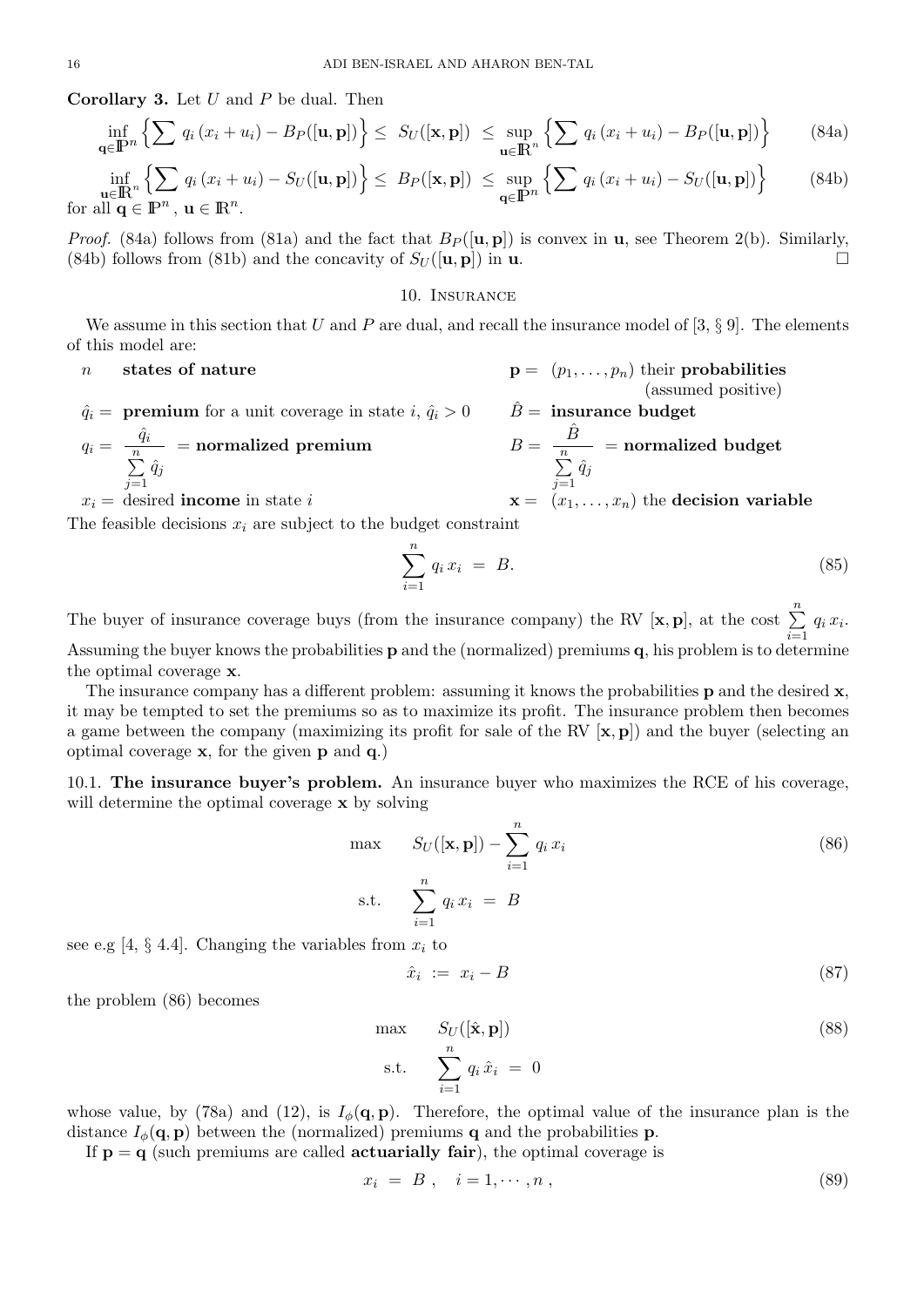**Corollary 3.** Let $U$ and $P$ be dual. Then

$$\inf_{\mathbf{q}\in\mathbb{P}^n} \left\{ \sum q_i \left(x_i + u_i\right) - B_P([\mathbf{u},\mathbf{p}]) \right\} \leq \; S_U([\mathbf{x},\mathbf{p}]) \; \leq \sup_{\mathbf{u}\in\mathbb{R}^n} \left\{ \sum q_i \left(x_i + u_i\right) - B_P([\mathbf{u},\mathbf{p}]) \right\} \tag{84a}$$

$$\inf_{\mathbf{u}\in\mathbb{R}^n} \left\{ \sum q_i \left(x_i + u_i\right) - S_U([\mathbf{u},\mathbf{p}]) \right\} \leq \; B_P([\mathbf{x},\mathbf{p}]) \; \leq \sup_{\mathbf{q}\in\mathbb{P}^n} \left\{ \sum q_i \left(x_i + u_i\right) - S_U([\mathbf{u},\mathbf{p}]) \right\} \tag{84b}$$

for all $\mathbf{q} \in \mathbb{P}^n$, $\mathbf{u} \in \mathbb{R}^n$.

*Proof.* (84a) follows from (81a) and the fact that $B_P([\mathbf{u},\mathbf{p}])$ is convex in $\mathbf{u}$, see Theorem 2(b). Similarly, (84b) follows from (81b) and the concavity of $S_U([\mathbf{u},\mathbf{p}])$ in $\mathbf{u}$. □

## 10. Insurance

We assume in this section that $U$ and $P$ are dual, and recall the insurance model of [3, § 9]. The elements of this model are:

- $n$ **states of nature**
- $\mathbf{p} = (p_1, \ldots, p_n)$ their **probabilities** (assumed positive)
- $\hat{q}_i =$ **premium** for a unit coverage in state $i$, $\hat{q}_i > 0$
- $\hat{B} =$ **insurance budget**
- $q_i = \dfrac{\hat{q}_i}{\sum_{j=1}^{n} \hat{q}_j}$ = **normalized premium**
- $B = \dfrac{\hat{B}}{\sum_{j=1}^{n} \hat{q}_j}$ = **normalized budget**
- $x_i =$ desired **income** in state $i$
- $\mathbf{x} = (x_1, \ldots, x_n)$ the **decision variable**

The feasible decisions $x_i$ are subject to the budget constraint

$$\sum_{i=1}^{n} q_i \, x_i \;=\; B. \tag{85}$$

The buyer of insurance coverage buys (from the insurance company) the RV $[\mathbf{x},\mathbf{p}]$, at the cost $\sum_{i=1}^{n} q_i \, x_i$. Assuming the buyer knows the probabilities $\mathbf{p}$ and the (normalized) premiums $\mathbf{q}$, his problem is to determine the optimal coverage $\mathbf{x}$.

The insurance company has a different problem: assuming it knows the probabilities $\mathbf{p}$ and the desired $\mathbf{x}$, it may be tempted to set the premiums so as to maximize its profit. The insurance problem then becomes a game between the company (maximizing its profit for sale of the RV $[\mathbf{x},\mathbf{p}]$) and the buyer (selecting an optimal coverage $\mathbf{x}$, for the given $\mathbf{p}$ and $\mathbf{q}$.)

### 10.1. **The insurance buyer's problem.**

An insurance buyer who maximizes the RCE of his coverage, will determine the optimal coverage $\mathbf{x}$ by solving

$$\begin{aligned} \max \quad & S_U([\mathbf{x},\mathbf{p}]) - \sum_{i=1}^{n} q_i \, x_i \\ \text{s.t.} \quad & \sum_{i=1}^{n} q_i \, x_i \;=\; B \end{aligned} \tag{86}$$

see e.g [4, § 4.4]. Changing the variables from $x_i$ to

$$\hat{x}_i \;:=\; x_i - B \tag{87}$$

the problem (86) becomes

$$\begin{aligned} \max \quad & S_U([\hat{\mathbf{x}},\mathbf{p}]) \\ \text{s.t.} \quad & \sum_{i=1}^{n} q_i \, \hat{x}_i \;=\; 0 \end{aligned} \tag{88}$$

whose value, by (78a) and (12), is $I_\phi(\mathbf{q},\mathbf{p})$. Therefore, the optimal value of the insurance plan is the distance $I_\phi(\mathbf{q},\mathbf{p})$ between the (normalized) premiums $\mathbf{q}$ and the probabilities $\mathbf{p}$.

If $\mathbf{p} = \mathbf{q}$ (such premiums are called **actuarially fair**), the optimal coverage is

$$x_i \;=\; B \;, \quad i = 1, \cdots, n \;, \tag{89}$$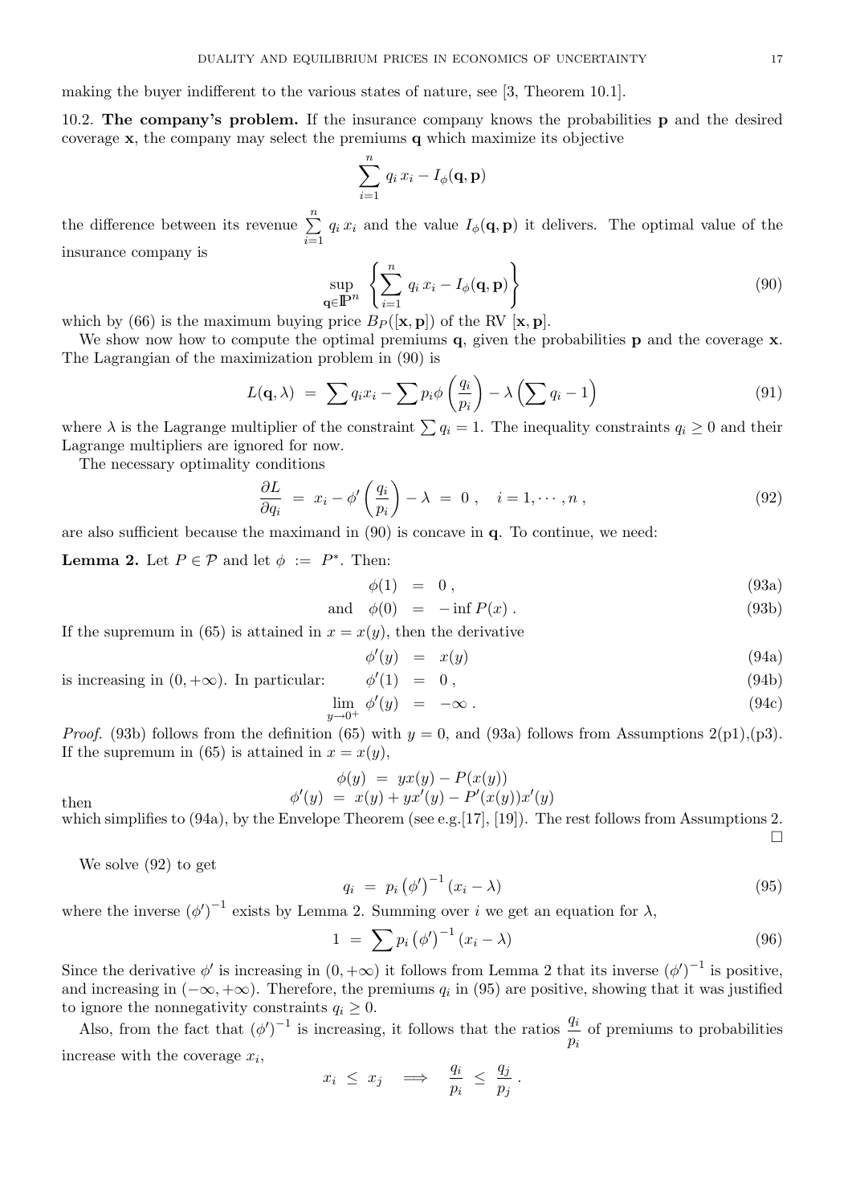making the buyer indifferent to the various states of nature, see [3, Theorem 10.1].

10.2. **The company's problem.** If the insurance company knows the probabilities $\mathbf{p}$ and the desired coverage $\mathbf{x}$, the company may select the premiums $\mathbf{q}$ which maximize its objective

$$\sum_{i=1}^{n} q_i\, x_i - I_\phi(\mathbf{q}, \mathbf{p})$$

the difference between its revenue $\sum_{i=1}^{n} q_i\, x_i$ and the value $I_\phi(\mathbf{q}, \mathbf{p})$ it delivers. The optimal value of the insurance company is

$$\sup_{\mathbf{q} \in \mathbb{P}^n} \left\{ \sum_{i=1}^{n} q_i\, x_i - I_\phi(\mathbf{q}, \mathbf{p}) \right\} \tag{90}$$

which by (66) is the maximum buying price $B_P([\mathbf{x}, \mathbf{p}])$ of the RV $[\mathbf{x}, \mathbf{p}]$.

We show now how to compute the optimal premiums $\mathbf{q}$, given the probabilities $\mathbf{p}$ and the coverage $\mathbf{x}$. The Lagrangian of the maximization problem in (90) is

$$L(\mathbf{q}, \lambda) \;=\; \sum q_i x_i - \sum p_i \phi\left(\frac{q_i}{p_i}\right) - \lambda\left(\sum q_i - 1\right) \tag{91}$$

where $\lambda$ is the Lagrange multiplier of the constraint $\sum q_i = 1$. The inequality constraints $q_i \geq 0$ and their Lagrange multipliers are ignored for now.

The necessary optimality conditions

$$\frac{\partial L}{\partial q_i} \;=\; x_i - \phi'\left(\frac{q_i}{p_i}\right) - \lambda \;=\; 0\,, \quad i = 1, \cdots, n\,, \tag{92}$$

are also sufficient because the maximand in (90) is concave in $\mathbf{q}$. To continue, we need:

**Lemma 2.** Let $P \in \mathcal{P}$ and let $\phi \;:=\; P^*$. Then:

$$\phi(1) \;=\; 0\,, \tag{93a}$$

$$\text{and} \quad \phi(0) \;=\; -\inf P(x)\,. \tag{93b}$$

If the supremum in (65) is attained in $x = x(y)$, then the derivative

$$\phi'(y) \;=\; x(y) \tag{94a}$$

is increasing in $(0, +\infty)$. In particular:

$$\phi'(1) \;=\; 0\,, \tag{94b}$$

$$\lim_{y \to 0^+} \phi'(y) \;=\; -\infty\,. \tag{94c}$$

*Proof.* (93b) follows from the definition (65) with $y = 0$, and (93a) follows from Assumptions 2(p1),(p3). If the supremum in (65) is attained in $x = x(y)$,

$$\phi(y) \;=\; yx(y) - P(x(y))$$

then

$$\phi'(y) \;=\; x(y) + yx'(y) - P'(x(y))x'(y)$$

which simplifies to (94a), by the Envelope Theorem (see e.g.[17], [19]). The rest follows from Assumptions 2. $\square$

We solve (92) to get

$$q_i \;=\; p_i \left(\phi'\right)^{-1}(x_i - \lambda) \tag{95}$$

where the inverse $\left(\phi'\right)^{-1}$ exists by Lemma 2. Summing over $i$ we get an equation for $\lambda$,

$$1 \;=\; \sum p_i \left(\phi'\right)^{-1}(x_i - \lambda) \tag{96}$$

Since the derivative $\phi'$ is increasing in $(0, +\infty)$ it follows from Lemma 2 that its inverse $\left(\phi'\right)^{-1}$ is positive, and increasing in $(-\infty, +\infty)$. Therefore, the premiums $q_i$ in (95) are positive, showing that it was justified to ignore the nonnegativity constraints $q_i \geq 0$.

Also, from the fact that $\left(\phi'\right)^{-1}$ is increasing, it follows that the ratios $\dfrac{q_i}{p_i}$ of premiums to probabilities increase with the coverage $x_i$,

$$x_i \;\leq\; x_j \quad \Longrightarrow \quad \frac{q_i}{p_i} \;\leq\; \frac{q_j}{p_j}\,.$$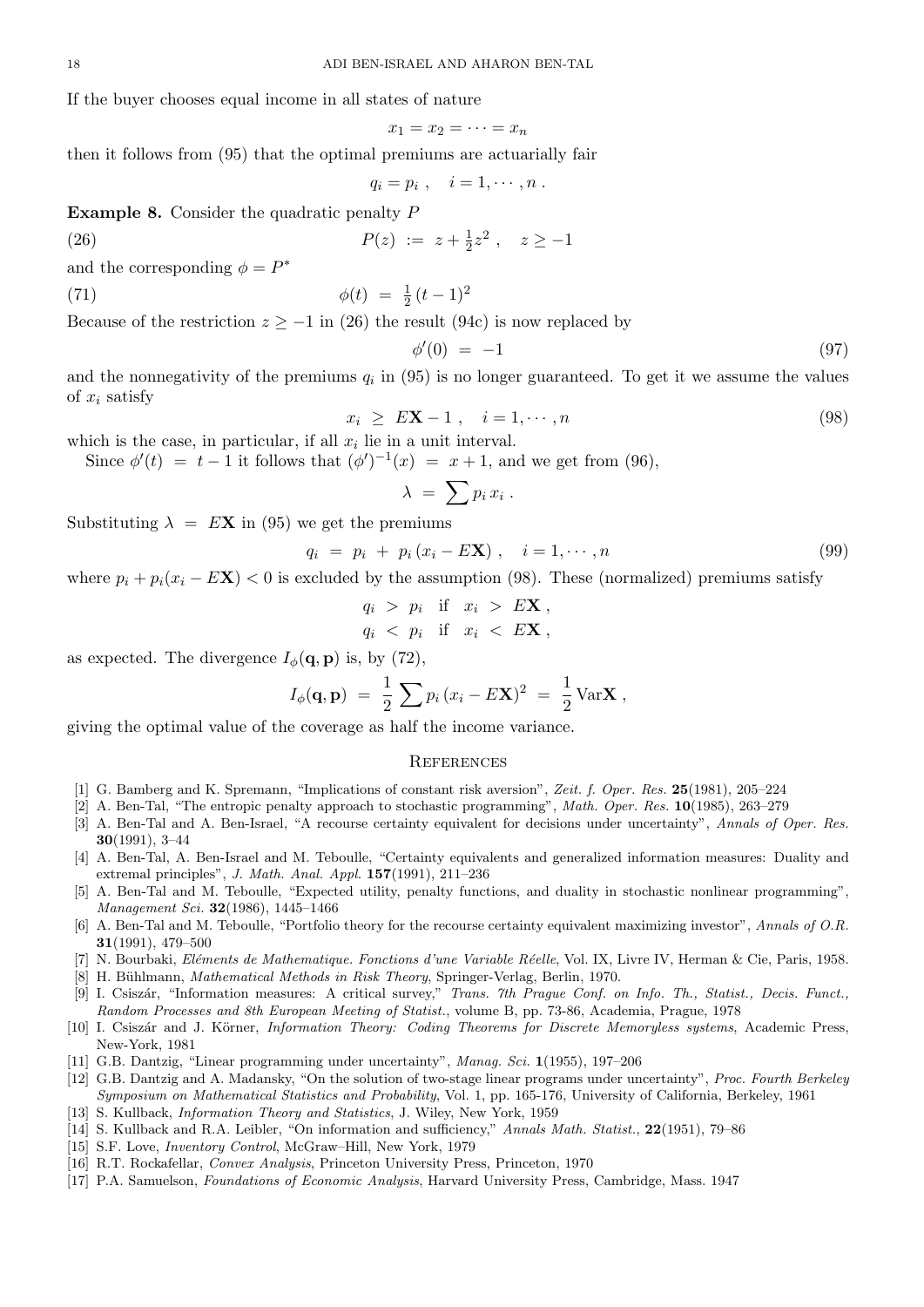If the buyer chooses equal income in all states of nature

$$x_1 = x_2 = \cdots = x_n$$

then it follows from (95) that the optimal premiums are actuarially fair

$$q_i = p_i \ , \quad i = 1, \cdots, n \ .$$

**Example 8.** Consider the quadratic penalty $P$

$$P(z) \ := \ z + \tfrac{1}{2} z^2 \ , \quad z \geq -1 \tag{26}$$

and the corresponding $\phi = P^*$

$$\phi(t) \ = \ \tfrac{1}{2} \, (t-1)^2 \tag{71}$$

Because of the restriction $z \geq -1$ in (26) the result (94c) is now replaced by

$$\phi'(0) \ = \ -1 \tag{97}$$

and the nonnegativity of the premiums $q_i$ in (95) is no longer guaranteed. To get it we assume the values of $x_i$ satisfy

$$x_i \ \geq \ E\mathbf{X} - 1 \ , \quad i = 1, \cdots, n \tag{98}$$

which is the case, in particular, if all $x_i$ lie in a unit interval.

Since $\phi'(t) \ = \ t - 1$ it follows that $(\phi')^{-1}(x) \ = \ x + 1$, and we get from (96),

$$\lambda \ = \ \sum p_i \, x_i \ .$$

Substituting $\lambda \ = \ E\mathbf{X}$ in (95) we get the premiums

$$q_i \ = \ p_i \ + \ p_i \, (x_i - E\mathbf{X}) \ , \quad i = 1, \cdots, n \tag{99}$$

where $p_i + p_i(x_i - E\mathbf{X}) < 0$ is excluded by the assumption (98). These (normalized) premiums satisfy

$$q_i \ > \ p_i \quad \text{if} \quad x_i \ > \ E\mathbf{X} \ ,$$
$$q_i \ < \ p_i \quad \text{if} \quad x_i \ < \ E\mathbf{X} \ ,$$

as expected. The divergence $I_\phi(\mathbf{q}, \mathbf{p})$ is, by (72),

$$I_\phi(\mathbf{q}, \mathbf{p}) \ = \ \frac{1}{2} \sum p_i \, (x_i - E\mathbf{X})^2 \ = \ \frac{1}{2} \, \mathrm{Var}\mathbf{X} \ ,$$

giving the optimal value of the coverage as half the income variance.

## References

[1] G. Bamberg and K. Spremann, "Implications of constant risk aversion", *Zeit. f. Oper. Res.* **25**(1981), 205–224

[2] A. Ben-Tal, "The entropic penalty approach to stochastic programming", *Math. Oper. Res.* **10**(1985), 263–279

[3] A. Ben-Tal and A. Ben-Israel, "A recourse certainty equivalent for decisions under uncertainty", *Annals of Oper. Res.* **30**(1991), 3–44

[4] A. Ben-Tal, A. Ben-Israel and M. Teboulle, "Certainty equivalents and generalized information measures: Duality and extremal principles", *J. Math. Anal. Appl.* **157**(1991), 211–236

[5] A. Ben-Tal and M. Teboulle, "Expected utility, penalty functions, and duality in stochastic nonlinear programming", *Management Sci.* **32**(1986), 1445–1466

[6] A. Ben-Tal and M. Teboulle, "Portfolio theory for the recourse certainty equivalent maximizing investor", *Annals of O.R.* **31**(1991), 479–500

[7] N. Bourbaki, *Eléments de Mathematique. Fonctions d'une Variable Réelle*, Vol. IX, Livre IV, Herman & Cie, Paris, 1958.

[8] H. Bühlmann, *Mathematical Methods in Risk Theory*, Springer-Verlag, Berlin, 1970.

[9] I. Csiszár, "Information measures: A critical survey," *Trans. 7th Prague Conf. on Info. Th., Statist., Decis. Funct., Random Processes and 8th European Meeting of Statist.*, volume B, pp. 73-86, Academia, Prague, 1978

[10] I. Csiszár and J. Körner, *Information Theory: Coding Theorems for Discrete Memoryless systems*, Academic Press, New-York, 1981

[11] G.B. Dantzig, "Linear programming under uncertainty", *Manag. Sci.* **1**(1955), 197–206

[12] G.B. Dantzig and A. Madansky, "On the solution of two-stage linear programs under uncertainty", *Proc. Fourth Berkeley Symposium on Mathematical Statistics and Probability*, Vol. 1, pp. 165-176, University of California, Berkeley, 1961

[13] S. Kullback, *Information Theory and Statistics*, J. Wiley, New York, 1959

[14] S. Kullback and R.A. Leibler, "On information and sufficiency," *Annals Math. Statist.*, **22**(1951), 79–86

[15] S.F. Love, *Inventory Control*, McGraw–Hill, New York, 1979

[16] R.T. Rockafellar, *Convex Analysis*, Princeton University Press, Princeton, 1970

[17] P.A. Samuelson, *Foundations of Economic Analysis*, Harvard University Press, Cambridge, Mass. 1947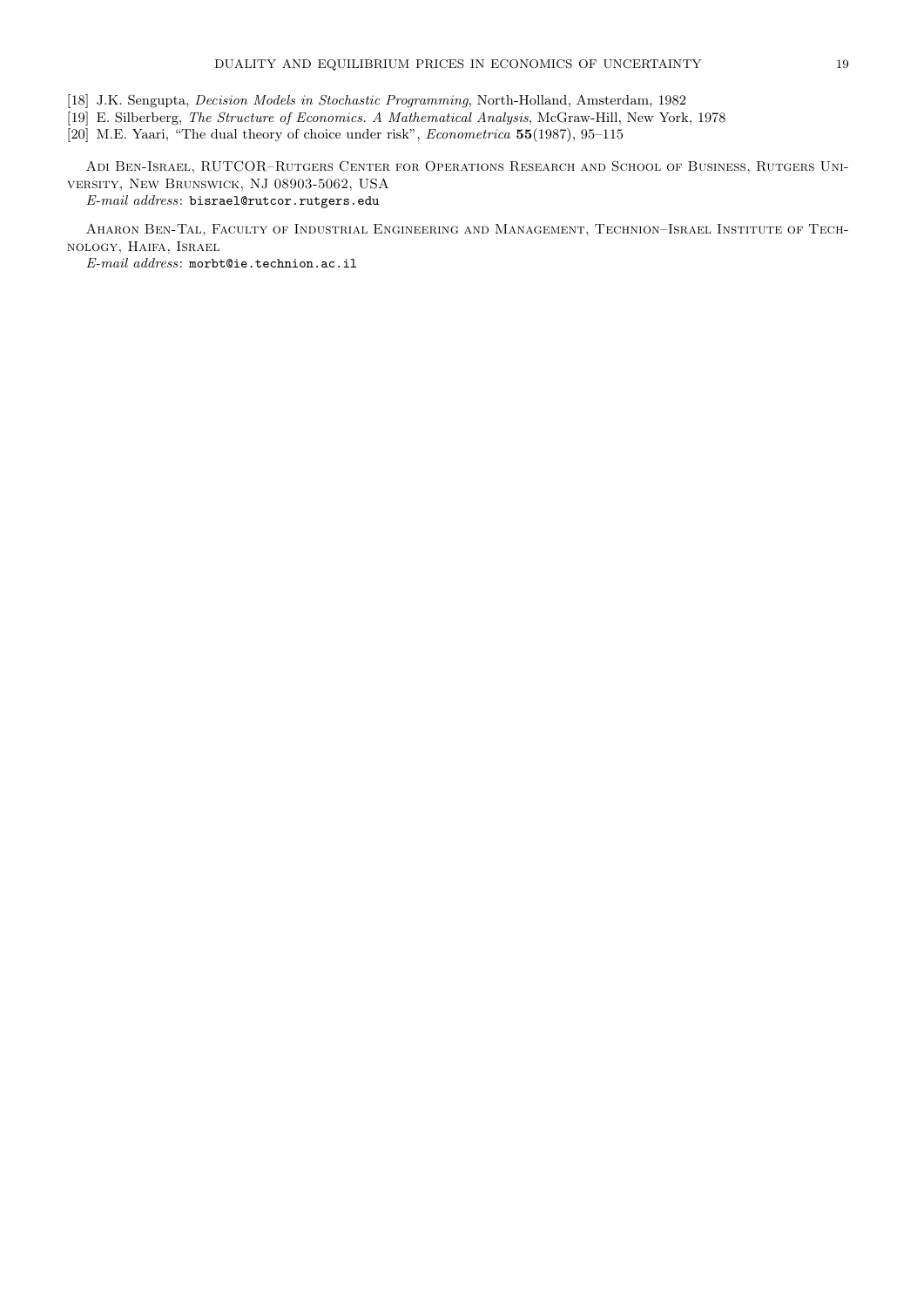[18] J.K. Sengupta, *Decision Models in Stochastic Programming*, North-Holland, Amsterdam, 1982

[19] E. Silberberg, *The Structure of Economics. A Mathematical Analysis*, McGraw-Hill, New York, 1978

[20] M.E. Yaari, "The dual theory of choice under risk", *Econometrica* **55**(1987), 95–115

Adi Ben-Israel, RUTCOR–Rutgers Center for Operations Research and School of Business, Rutgers University, New Brunswick, NJ 08903-5062, USA
*E-mail address*: bisrael@rutcor.rutgers.edu

Aharon Ben-Tal, Faculty of Industrial Engineering and Management, Technion–Israel Institute of Technology, Haifa, Israel
*E-mail address*: morbt@ie.technion.ac.il